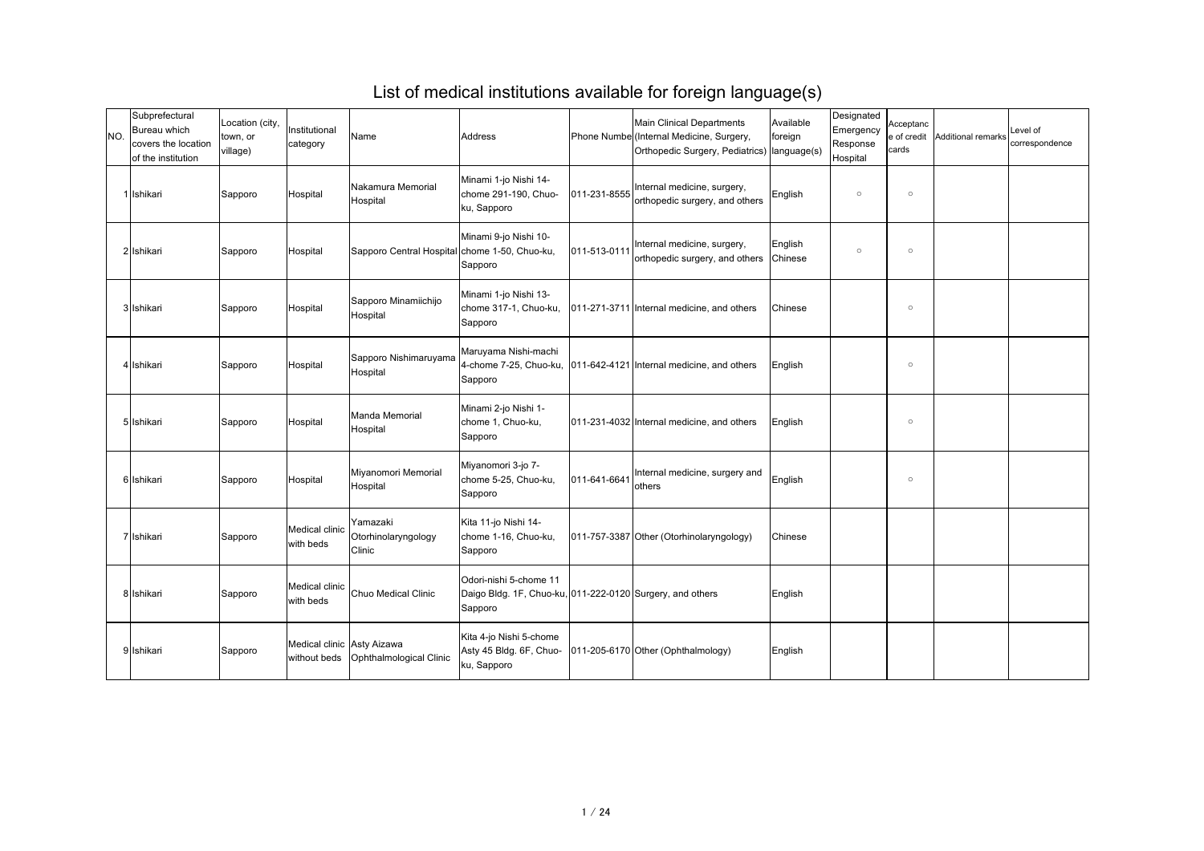# List of medical institutions available for foreign language(s)

| NO. | Subprefectural Bureau which covers the location of the institution | Location (city, town, or village) | Institutional category | Name | Address | Phone Numbe | Main Clinical Departments (Internal Medicine, Surgery, Orthopedic Surgery, Pediatrics) | Available foreign language(s) | Designated Emergency Response Hospital | Acceptance of credit cards | Additional remarks | Level of correspondence |
|---|---|---|---|---|---|---|---|---|---|---|---|---|
| 1 | Ishikari | Sapporo | Hospital | Nakamura Memorial Hospital | Minami 1-jo Nishi 14-chome 291-190, Chuo-ku, Sapporo | 011-231-8555 | Internal medicine, surgery, orthopedic surgery, and others | English | ○ | ○ | | |
| 2 | Ishikari | Sapporo | Hospital | Sapporo Central Hospital | Minami 9-jo Nishi 10-chome 1-50, Chuo-ku, Sapporo | 011-513-0111 | Internal medicine, surgery, orthopedic surgery, and others | English Chinese | ○ | ○ | | |
| 3 | Ishikari | Sapporo | Hospital | Sapporo Minamiichijo Hospital | Minami 1-jo Nishi 13-chome 317-1, Chuo-ku, Sapporo | 011-271-3711 | Internal medicine, and others | Chinese | | ○ | | |
| 4 | Ishikari | Sapporo | Hospital | Sapporo Nishimaruyama Hospital | Maruyama Nishi-machi 4-chome 7-25, Chuo-ku, Sapporo | 011-642-4121 | Internal medicine, and others | English | | ○ | | |
| 5 | Ishikari | Sapporo | Hospital | Manda Memorial Hospital | Minami 2-jo Nishi 1-chome 1, Chuo-ku, Sapporo | 011-231-4032 | Internal medicine, and others | English | | ○ | | |
| 6 | Ishikari | Sapporo | Hospital | Miyanomori Memorial Hospital | Miyanomori 3-jo 7-chome 5-25, Chuo-ku, Sapporo | 011-641-6641 | Internal medicine, surgery and others | English | | ○ | | |
| 7 | Ishikari | Sapporo | Medical clinic with beds | Yamazaki Otorhinolaryngology Clinic | Kita 11-jo Nishi 14-chome 1-16, Chuo-ku, Sapporo | 011-757-3387 | Other (Otorhinolaryngology) | Chinese | | | | |
| 8 | Ishikari | Sapporo | Medical clinic with beds | Chuo Medical Clinic | Odori-nishi 5-chome 11 Daigo Bldg. 1F, Chuo-ku, Sapporo | 011-222-0120 | Surgery, and others | English | | | | |
| 9 | Ishikari | Sapporo | Medical clinic without beds | Asty Aizawa Ophthalmological Clinic | Kita 4-jo Nishi 5-chome Asty 45 Bldg. 6F, Chuo-ku, Sapporo | 011-205-6170 | Other (Ophthalmology) | English | | | | |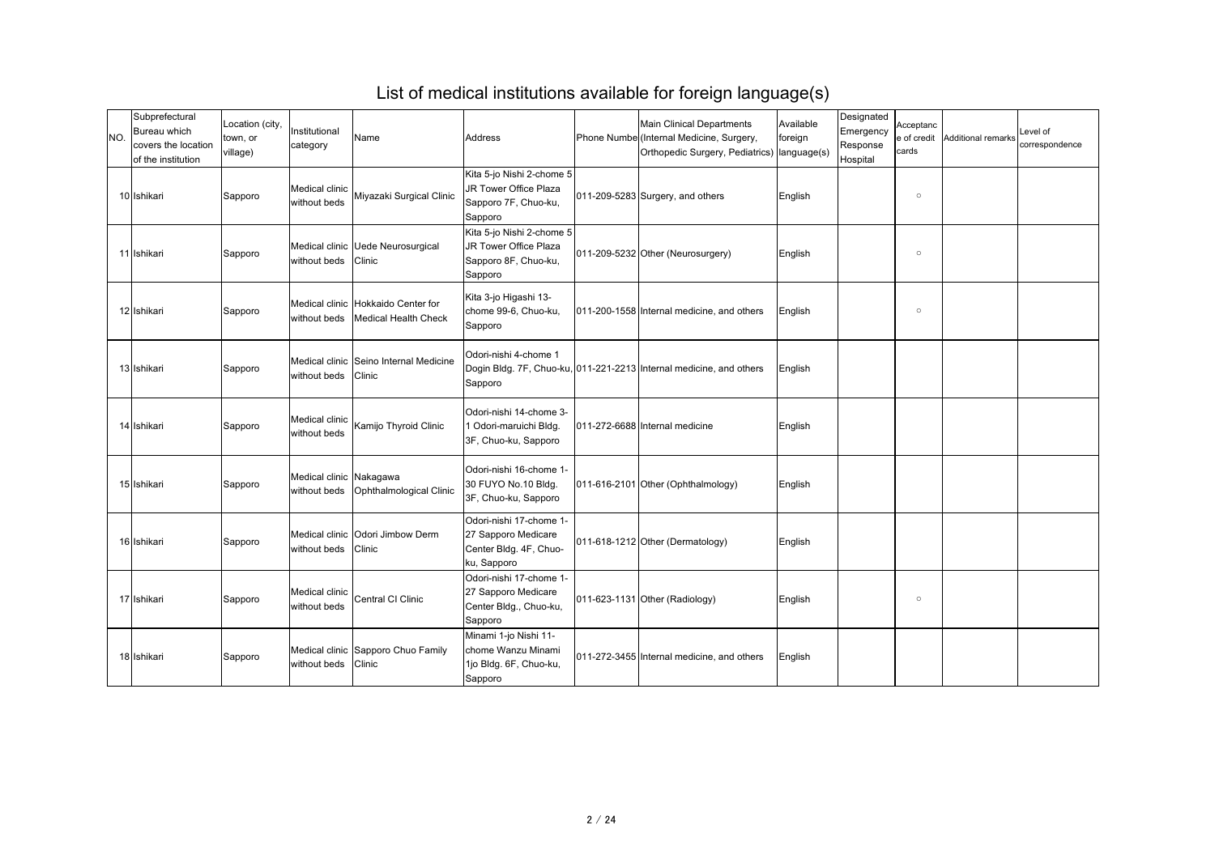# List of medical institutions available for foreign language(s)

| NO. | Subprefectural Bureau which covers the location of the institution | Location (city, town, or village) | Institutional category | Name | Address | Phone Numbe | Main Clinical Departments (Internal Medicine, Surgery, Orthopedic Surgery, Pediatrics) | Available foreign language(s) | Designated Emergency Response Hospital | Acceptance of credit cards | Additional remarks | Level of correspondence |
|---|---|---|---|---|---|---|---|---|---|---|---|---|
| 10 | Ishikari | Sapporo | Medical clinic without beds | Miyazaki Surgical Clinic | Kita 5-jo Nishi 2-chome 5 JR Tower Office Plaza Sapporo 7F, Chuo-ku, Sapporo | 011-209-5283 | Surgery, and others | English | | ○ | | |
| 11 | Ishikari | Sapporo | Medical clinic without beds | Uede Neurosurgical Clinic | Kita 5-jo Nishi 2-chome 5 JR Tower Office Plaza Sapporo 8F, Chuo-ku, Sapporo | 011-209-5232 | Other (Neurosurgery) | English | | ○ | | |
| 12 | Ishikari | Sapporo | Medical clinic without beds | Hokkaido Center for Medical Health Check | Kita 3-jo Higashi 13-chome 99-6, Chuo-ku, Sapporo | 011-200-1558 | Internal medicine, and others | English | | ○ | | |
| 13 | Ishikari | Sapporo | Medical clinic without beds | Seino Internal Medicine Clinic | Odori-nishi 4-chome 1 Dogin Bldg. 7F, Chuo-ku, Sapporo | 011-221-2213 | Internal medicine, and others | English | | | | |
| 14 | Ishikari | Sapporo | Medical clinic without beds | Kamijo Thyroid Clinic | Odori-nishi 14-chome 3-1 Odori-maruichi Bldg. 3F, Chuo-ku, Sapporo | 011-272-6688 | Internal medicine | English | | | | |
| 15 | Ishikari | Sapporo | Medical clinic without beds | Nakagawa Ophthalmological Clinic | Odori-nishi 16-chome 1-30 FUYO No.10 Bldg. 3F, Chuo-ku, Sapporo | 011-616-2101 | Other (Ophthalmology) | English | | | | |
| 16 | Ishikari | Sapporo | Medical clinic without beds | Odori Jimbow Derm Clinic | Odori-nishi 17-chome 1-27 Sapporo Medicare Center Bldg. 4F, Chuo-ku, Sapporo | 011-618-1212 | Other (Dermatology) | English | | | | |
| 17 | Ishikari | Sapporo | Medical clinic without beds | Central CI Clinic | Odori-nishi 17-chome 1-27 Sapporo Medicare Center Bldg., Chuo-ku, Sapporo | 011-623-1131 | Other (Radiology) | English | | ○ | | |
| 18 | Ishikari | Sapporo | Medical clinic without beds | Sapporo Chuo Family Clinic | Minami 1-jo Nishi 11-chome Wanzu Minami 1jo Bldg. 6F, Chuo-ku, Sapporo | 011-272-3455 | Internal medicine, and others | English | | | | |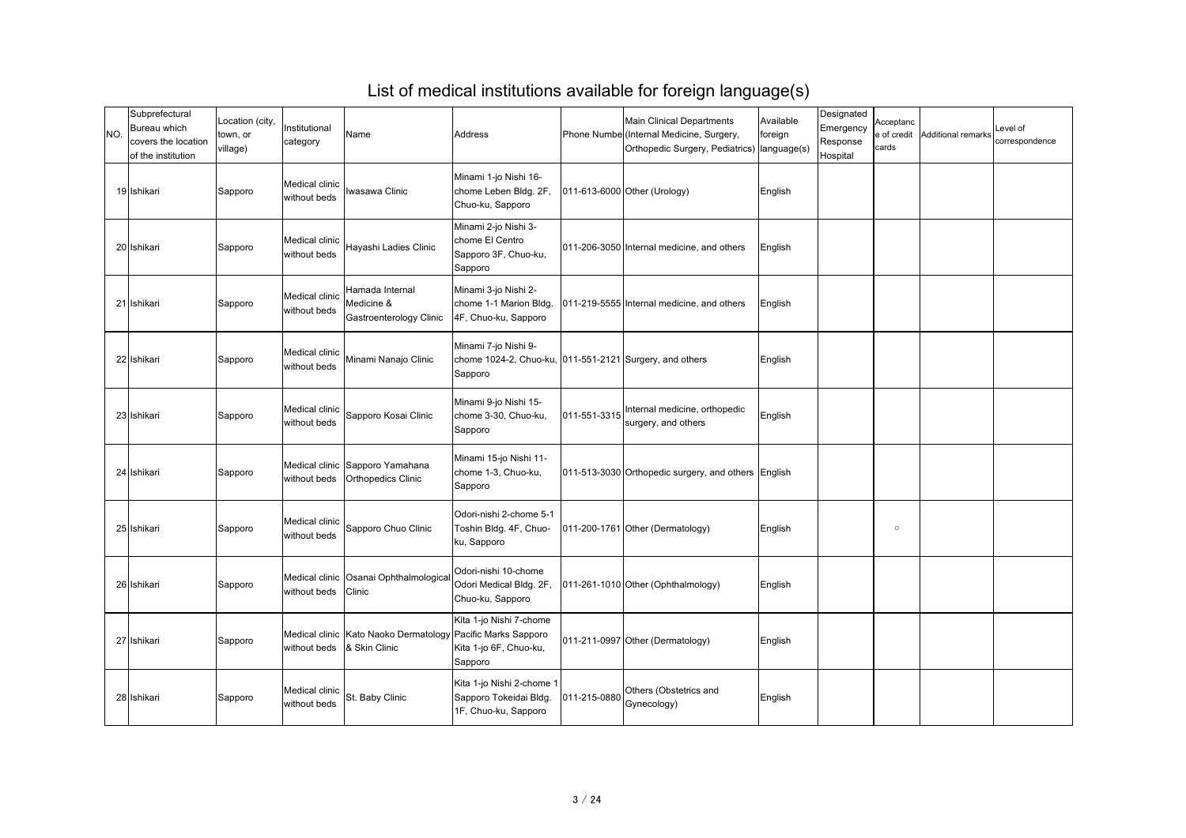# List of medical institutions available for foreign language(s)

| NO. | Subprefectural Bureau which covers the location of the institution | Location (city, town, or village) | Institutional category | Name | Address | Phone Number | Main Clinical Departments (Internal Medicine, Surgery, Orthopedic Surgery, Pediatrics) | Available foreign language(s) | Designated Emergency Response Hospital | Acceptance of credit cards | Additional remarks | Level of correspondence |
|---|---|---|---|---|---|---|---|---|---|---|---|---|
| 19 | Ishikari | Sapporo | Medical clinic without beds | Iwasawa Clinic | Minami 1-jo Nishi 16-chome Leben Bldg. 2F, Chuo-ku, Sapporo | 011-613-6000 | Other (Urology) | English | | | | |
| 20 | Ishikari | Sapporo | Medical clinic without beds | Hayashi Ladies Clinic | Minami 2-jo Nishi 3-chome El Centro Sapporo 3F, Chuo-ku, Sapporo | 011-206-3050 | Internal medicine, and others | English | | | | |
| 21 | Ishikari | Sapporo | Medical clinic without beds | Hamada Internal Medicine & Gastroenterology Clinic | Minami 3-jo Nishi 2-chome 1-1 Marion Bldg. 4F, Chuo-ku, Sapporo | 011-219-5555 | Internal medicine, and others | English | | | | |
| 22 | Ishikari | Sapporo | Medical clinic without beds | Minami Nanajo Clinic | Minami 7-jo Nishi 9-chome 1024-2, Chuo-ku, Sapporo | 011-551-2121 | Surgery, and others | English | | | | |
| 23 | Ishikari | Sapporo | Medical clinic without beds | Sapporo Kosai Clinic | Minami 9-jo Nishi 15-chome 3-30, Chuo-ku, Sapporo | 011-551-3315 | Internal medicine, orthopedic surgery, and others | English | | | | |
| 24 | Ishikari | Sapporo | Medical clinic without beds | Sapporo Yamahana Orthopedics Clinic | Minami 15-jo Nishi 11-chome 1-3, Chuo-ku, Sapporo | 011-513-3030 | Orthopedic surgery, and others | English | | | | |
| 25 | Ishikari | Sapporo | Medical clinic without beds | Sapporo Chuo Clinic | Odori-nishi 2-chome 5-1 Toshin Bldg. 4F, Chuo-ku, Sapporo | 011-200-1761 | Other (Dermatology) | English | | ○ | | |
| 26 | Ishikari | Sapporo | Medical clinic without beds | Osanai Ophthalmological Clinic | Odori-nishi 10-chome Odori Medical Bldg. 2F, Chuo-ku, Sapporo | 011-261-1010 | Other (Ophthalmology) | English | | | | |
| 27 | Ishikari | Sapporo | Medical clinic without beds | Kato Naoko Dermatology & Skin Clinic | Kita 1-jo Nishi 7-chome Pacific Marks Sapporo Kita 1-jo 6F, Chuo-ku, Sapporo | 011-211-0997 | Other (Dermatology) | English | | | | |
| 28 | Ishikari | Sapporo | Medical clinic without beds | St. Baby Clinic | Kita 1-jo Nishi 2-chome 1 Sapporo Tokeidai Bldg. 1F, Chuo-ku, Sapporo | 011-215-0880 | Others (Obstetrics and Gynecology) | English | | | | |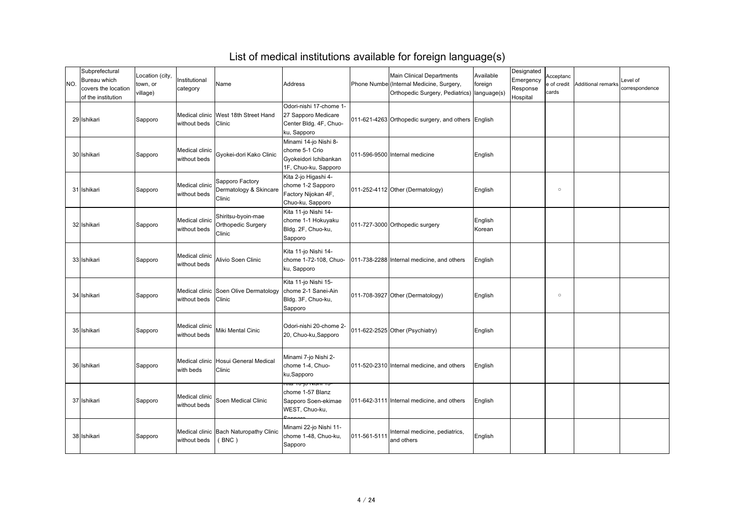# List of medical institutions available for foreign language(s)

| NO. | Subprefectural Bureau which covers the location of the institution | Location (city, town, or village) | Institutional category | Name | Address | Phone Number | Main Clinical Departments (Internal Medicine, Surgery, Orthopedic Surgery, Pediatrics) | Available foreign language(s) | Designated Emergency Response Hospital | Acceptance of credit cards | Additional remarks | Level of correspondence |
|---|---|---|---|---|---|---|---|---|---|---|---|---|
| 29 | Ishikari | Sapporo | Medical clinic without beds | West 18th Street Hand Clinic | Odori-nishi 17-chome 1-27 Sapporo Medicare Center Bldg. 4F, Chuo-ku, Sapporo | 011-621-4263 | Orthopedic surgery, and others | English | | | | |
| 30 | Ishikari | Sapporo | Medical clinic without beds | Gyokei-dori Kako Clinic | Minami 14-jo Nishi 8-chome 5-1 Crio Gyokeidori Ichibankan 1F, Chuo-ku, Sapporo | 011-596-9500 | Internal medicine | English | | | | |
| 31 | Ishikari | Sapporo | Medical clinic without beds | Sapporo Factory Dermatology & Skincare Clinic | Kita 2-jo Higashi 4-chome 1-2 Sapporo Factory Nijokan 4F, Chuo-ku, Sapporo | 011-252-4112 | Other (Dermatology) | English | | ○ | | |
| 32 | Ishikari | Sapporo | Medical clinic without beds | Shiritsu-byoin-mae Orthopedic Surgery Clinic | Kita 11-jo Nishi 14-chome 1-1 Hokuyaku Bldg. 2F, Chuo-ku, Sapporo | 011-727-3000 | Orthopedic surgery | English Korean | | | | |
| 33 | Ishikari | Sapporo | Medical clinic without beds | Alivio Soen Clinic | Kita 11-jo Nishi 14-chome 1-72-108, Chuo-ku, Sapporo | 011-738-2288 | Internal medicine, and others | English | | | | |
| 34 | Ishikari | Sapporo | Medical clinic without beds | Soen Olive Dermatology Clinic | Kita 11-jo Nishi 15-chome 2-1 Sanei-Ain Bldg. 3F, Chuo-ku, Sapporo | 011-708-3927 | Other (Dermatology) | English | | ○ | | |
| 35 | Ishikari | Sapporo | Medical clinic without beds | Miki Mental Cinic | Odori-nishi 20-chome 2-20, Chuo-ku,Sapporo | 011-622-2525 | Other (Psychiatry) | English | | | | |
| 36 | Ishikari | Sapporo | Medical clinic with beds | Hosui General Medical Clinic | Minami 7-jo Nishi 2-chome 1-4, Chuo-ku,Sapporo | 011-520-2310 | Internal medicine, and others | English | | | | |
| 37 | Ishikari | Sapporo | Medical clinic without beds | Soen Medical Clinic | Kita 10-jo Nishi 15-chome 1-57 Blanz Sapporo Soen-ekimae WEST, Chuo-ku, Sapporo | 011-642-3111 | Internal medicine, and others | English | | | | |
| 38 | Ishikari | Sapporo | Medical clinic without beds | Bach Naturopathy Clinic （BNC） | Minami 22-jo Nishi 11-chome 1-48, Chuo-ku, Sapporo | 011-561-5111 | Internal medicine, pediatrics, and others | English | | | | |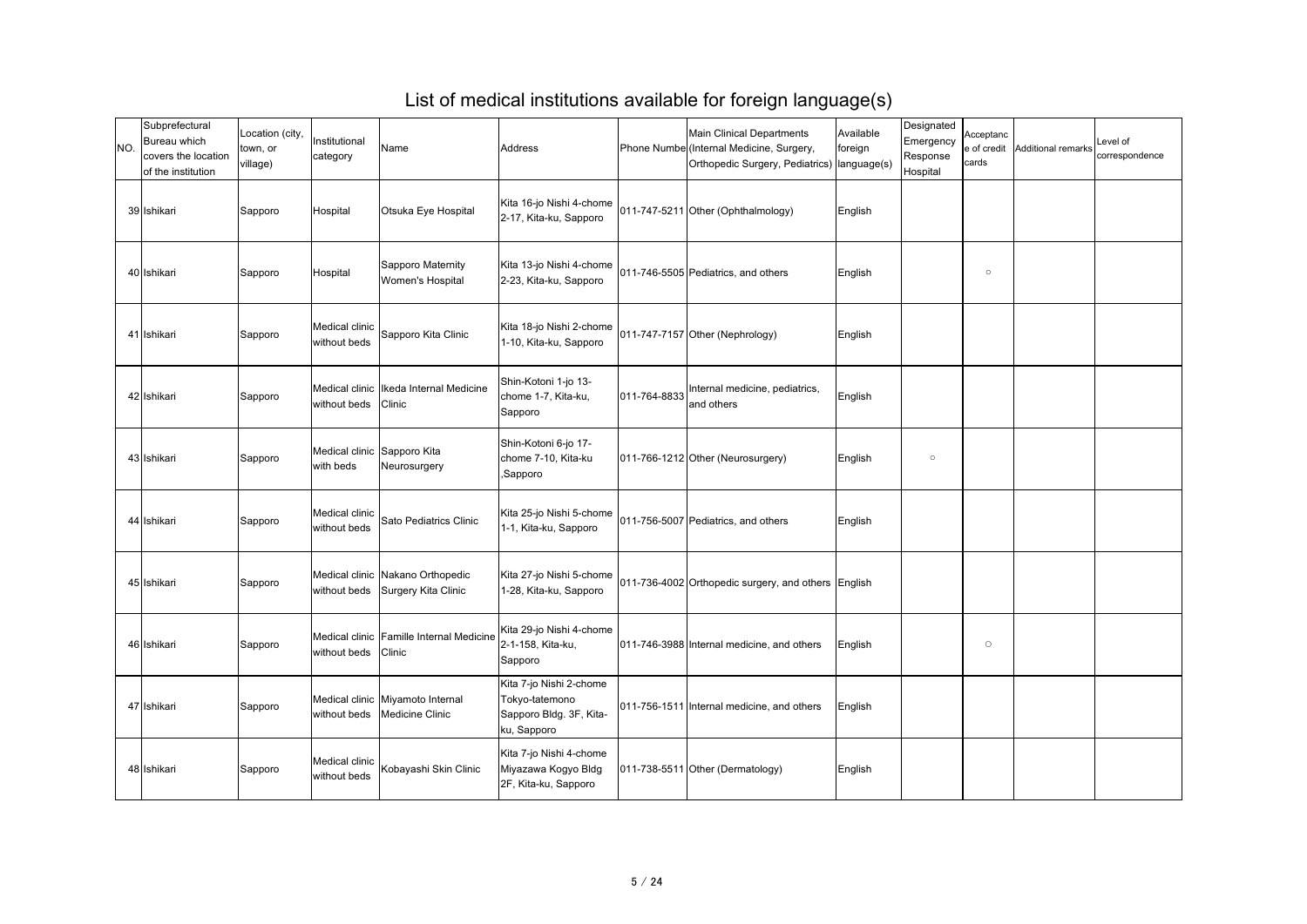# List of medical institutions available for foreign language(s)

| NO. | Subprefectural Bureau which covers the location of the institution | Location (city, town, or village) | Institutional category | Name | Address | Phone Number | Main Clinical Departments (Internal Medicine, Surgery, Orthopedic Surgery, Pediatrics) | Available foreign language(s) | Designated Emergency Response Hospital | Acceptance of credit cards | Additional remarks | Level of correspondence |
|---|---|---|---|---|---|---|---|---|---|---|---|---|
| 39 | Ishikari | Sapporo | Hospital | Otsuka Eye Hospital | Kita 16-jo Nishi 4-chome 2-17, Kita-ku, Sapporo | 011-747-5211 | Other (Ophthalmology) | English | | | | |
| 40 | Ishikari | Sapporo | Hospital | Sapporo Maternity Women's Hospital | Kita 13-jo Nishi 4-chome 2-23, Kita-ku, Sapporo | 011-746-5505 | Pediatrics, and others | English | | ○ | | |
| 41 | Ishikari | Sapporo | Medical clinic without beds | Sapporo Kita Clinic | Kita 18-jo Nishi 2-chome 1-10, Kita-ku, Sapporo | 011-747-7157 | Other (Nephrology) | English | | | | |
| 42 | Ishikari | Sapporo | Medical clinic without beds | Ikeda Internal Medicine Clinic | Shin-Kotoni 1-jo 13-chome 1-7, Kita-ku, Sapporo | 011-764-8833 | Internal medicine, pediatrics, and others | English | | | | |
| 43 | Ishikari | Sapporo | Medical clinic with beds | Sapporo Kita Neurosurgery | Shin-Kotoni 6-jo 17-chome 7-10, Kita-ku ,Sapporo | 011-766-1212 | Other (Neurosurgery) | English | ○ | | | |
| 44 | Ishikari | Sapporo | Medical clinic without beds | Sato Pediatrics Clinic | Kita 25-jo Nishi 5-chome 1-1, Kita-ku, Sapporo | 011-756-5007 | Pediatrics, and others | English | | | | |
| 45 | Ishikari | Sapporo | Medical clinic without beds | Nakano Orthopedic Surgery Kita Clinic | Kita 27-jo Nishi 5-chome 1-28, Kita-ku, Sapporo | 011-736-4002 | Orthopedic surgery, and others | English | | | | |
| 46 | Ishikari | Sapporo | Medical clinic without beds | Famille Internal Medicine Clinic | Kita 29-jo Nishi 4-chome 2-1-158, Kita-ku, Sapporo | 011-746-3988 | Internal medicine, and others | English | | ○ | | |
| 47 | Ishikari | Sapporo | Medical clinic without beds | Miyamoto Internal Medicine Clinic | Kita 7-jo Nishi 2-chome Tokyo-tatemono Sapporo Bldg. 3F, Kita-ku, Sapporo | 011-756-1511 | Internal medicine, and others | English | | | | |
| 48 | Ishikari | Sapporo | Medical clinic without beds | Kobayashi Skin Clinic | Kita 7-jo Nishi 4-chome Miyazawa Kogyo Bldg 2F, Kita-ku, Sapporo | 011-738-5511 | Other (Dermatology) | English | | | | |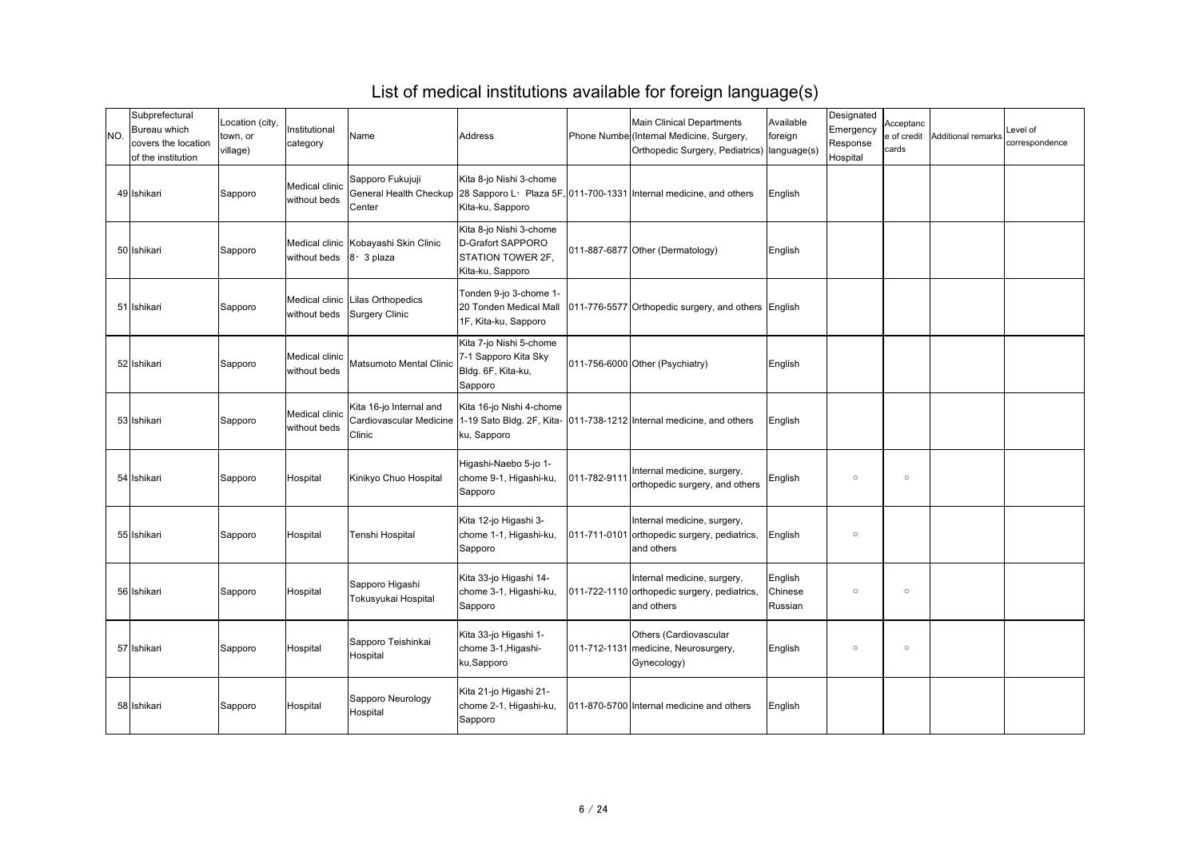# List of medical institutions available for foreign language(s)

| NO. | Subprefectural Bureau which covers the location of the institution | Location (city, town, or village) | Institutional category | Name | Address | Phone Numbe | Main Clinical Departments (Internal Medicine, Surgery, Orthopedic Surgery, Pediatrics) | Available foreign language(s) | Designated Emergency Response Hospital | Acceptance of credit cards | Additional remarks | Level of correspondence |
|---|---|---|---|---|---|---|---|---|---|---|---|---|
| 49 | Ishikari | Sapporo | Medical clinic without beds | Sapporo Fukujuji General Health Checkup Center | Kita 8-jo Nishi 3-chome 28 Sapporo L・ Plaza 5F, Kita-ku, Sapporo | 011-700-1331 | Internal medicine, and others | English | | | | |
| 50 | Ishikari | Sapporo | Medical clinic without beds | Kobayashi Skin Clinic 8・3 plaza | Kita 8-jo Nishi 3-chome D-Grafort SAPPORO STATION TOWER 2F, Kita-ku, Sapporo | 011-887-6877 | Other (Dermatology) | English | | | | |
| 51 | Ishikari | Sapporo | Medical clinic without beds | Lilas Orthopedics Surgery Clinic | Tonden 9-jo 3-chome 1-20 Tonden Medical Mall 1F, Kita-ku, Sapporo | 011-776-5577 | Orthopedic surgery, and others | English | | | | |
| 52 | Ishikari | Sapporo | Medical clinic without beds | Matsumoto Mental Clinic | Kita 7-jo Nishi 5-chome 7-1 Sapporo Kita Sky Bldg. 6F, Kita-ku, Sapporo | 011-756-6000 | Other (Psychiatry) | English | | | | |
| 53 | Ishikari | Sapporo | Medical clinic without beds | Kita 16-jo Internal and Cardiovascular Medicine Clinic | Kita 16-jo Nishi 4-chome 1-19 Sato Bldg. 2F, Kita-ku, Sapporo | 011-738-1212 | Internal medicine, and others | English | | | | |
| 54 | Ishikari | Sapporo | Hospital | Kinikyo Chuo Hospital | Higashi-Naebo 5-jo 1-chome 9-1, Higashi-ku, Sapporo | 011-782-9111 | Internal medicine, surgery, orthopedic surgery, and others | English | ○ | ○ | | |
| 55 | Ishikari | Sapporo | Hospital | Tenshi Hospital | Kita 12-jo Higashi 3-chome 1-1, Higashi-ku, Sapporo | 011-711-0101 | Internal medicine, surgery, orthopedic surgery, pediatrics, and others | English | ○ | | | |
| 56 | Ishikari | Sapporo | Hospital | Sapporo Higashi Tokusyukai Hospital | Kita 33-jo Higashi 14-chome 3-1, Higashi-ku, Sapporo | 011-722-1110 | Internal medicine, surgery, orthopedic surgery, pediatrics, and others | English Chinese Russian | ○ | ○ | | |
| 57 | Ishikari | Sapporo | Hospital | Sapporo Teishinkai Hospital | Kita 33-jo Higashi 1-chome 3-1,Higashi-ku,Sapporo | 011-712-1131 | Others (Cardiovascular medicine, Neurosurgery, Gynecology) | English | ○ | ○ | | |
| 58 | Ishikari | Sapporo | Hospital | Sapporo Neurology Hospital | Kita 21-jo Higashi 21-chome 2-1, Higashi-ku, Sapporo | 011-870-5700 | Internal medicine and others | English | | | | |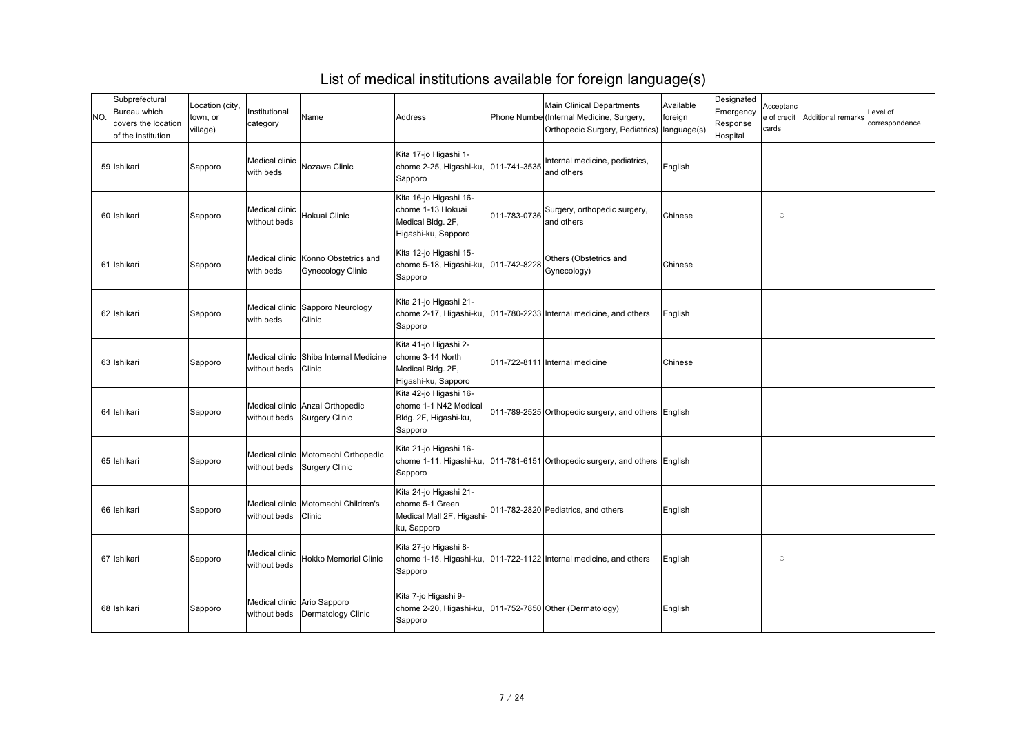# List of medical institutions available for foreign language(s)

| NO. | Subprefectural Bureau which covers the location of the institution | Location (city, town, or village) | Institutional category | Name | Address | Phone Number | Main Clinical Departments (Internal Medicine, Surgery, Orthopedic Surgery, Pediatrics) | Available foreign language(s) | Designated Emergency Response Hospital | Acceptance of credit cards | Additional remarks | Level of correspondence |
|---|---|---|---|---|---|---|---|---|---|---|---|---|
| 59 | Ishikari | Sapporo | Medical clinic with beds | Nozawa Clinic | Kita 17-jo Higashi 1-chome 2-25, Higashi-ku, Sapporo | 011-741-3535 | Internal medicine, pediatrics, and others | English | | | | |
| 60 | Ishikari | Sapporo | Medical clinic without beds | Hokuai Clinic | Kita 16-jo Higashi 16-chome 1-13 Hokuai Medical Bldg. 2F, Higashi-ku, Sapporo | 011-783-0736 | Surgery, orthopedic surgery, and others | Chinese | | ○ | | |
| 61 | Ishikari | Sapporo | Medical clinic with beds | Konno Obstetrics and Gynecology Clinic | Kita 12-jo Higashi 15-chome 5-18, Higashi-ku, Sapporo | 011-742-8228 | Others (Obstetrics and Gynecology) | Chinese | | | | |
| 62 | Ishikari | Sapporo | Medical clinic with beds | Sapporo Neurology Clinic | Kita 21-jo Higashi 21-chome 2-17, Higashi-ku, Sapporo | 011-780-2233 | Internal medicine, and others | English | | | | |
| 63 | Ishikari | Sapporo | Medical clinic without beds | Shiba Internal Medicine Clinic | Kita 41-jo Higashi 2-chome 3-14 North Medical Bldg. 2F, Higashi-ku, Sapporo | 011-722-8111 | Internal medicine | Chinese | | | | |
| 64 | Ishikari | Sapporo | Medical clinic without beds | Anzai Orthopedic Surgery Clinic | Kita 42-jo Higashi 16-chome 1-1 N42 Medical Bldg. 2F, Higashi-ku, Sapporo | 011-789-2525 | Orthopedic surgery, and others | English | | | | |
| 65 | Ishikari | Sapporo | Medical clinic without beds | Motomachi Orthopedic Surgery Clinic | Kita 21-jo Higashi 16-chome 1-11, Higashi-ku, Sapporo | 011-781-6151 | Orthopedic surgery, and others | English | | | | |
| 66 | Ishikari | Sapporo | Medical clinic without beds | Motomachi Children's Clinic | Kita 24-jo Higashi 21-chome 5-1 Green Medical Mall 2F, Higashi-ku, Sapporo | 011-782-2820 | Pediatrics, and others | English | | | | |
| 67 | Ishikari | Sapporo | Medical clinic without beds | Hokko Memorial Clinic | Kita 27-jo Higashi 8-chome 1-15, Higashi-ku, Sapporo | 011-722-1122 | Internal medicine, and others | English | | ○ | | |
| 68 | Ishikari | Sapporo | Medical clinic without beds | Ario Sapporo Dermatology Clinic | Kita 7-jo Higashi 9-chome 2-20, Higashi-ku, Sapporo | 011-752-7850 | Other (Dermatology) | English | | | | |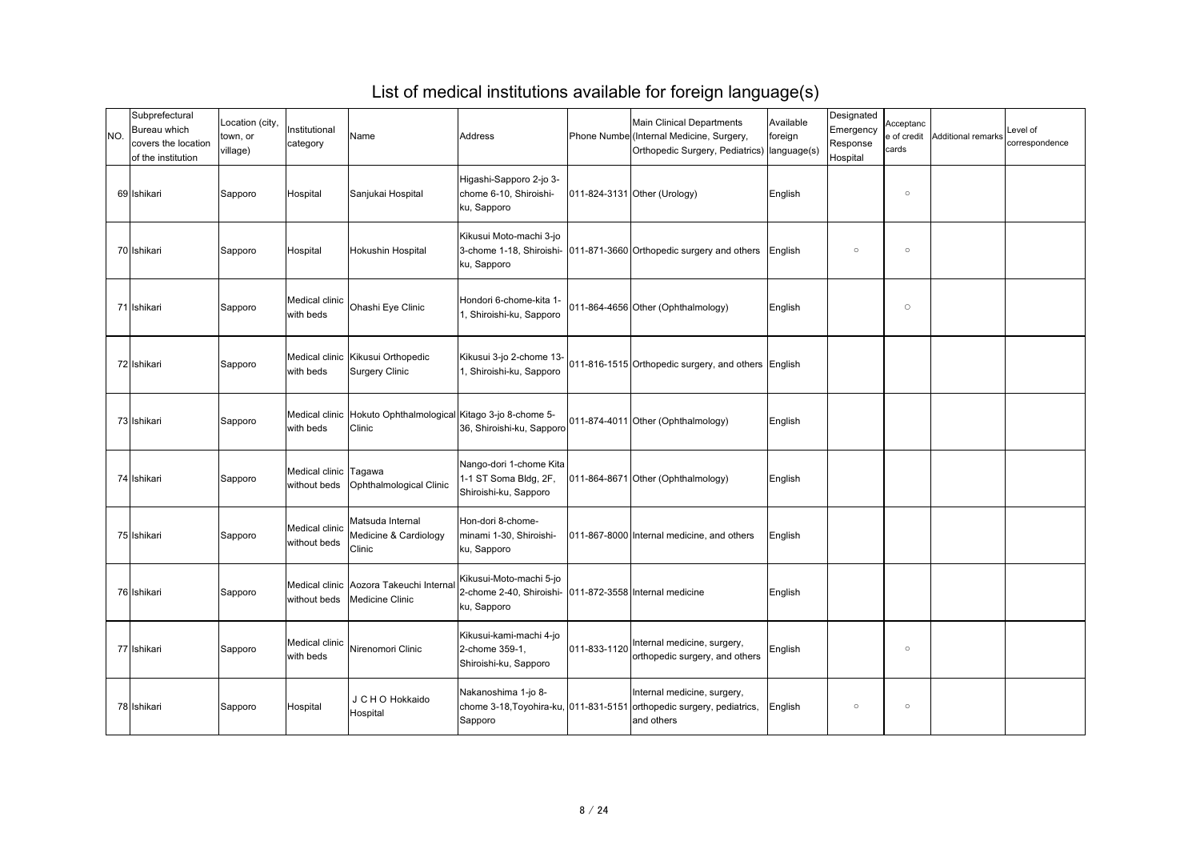# List of medical institutions available for foreign language(s)

| NO. | Subprefectural Bureau which covers the location of the institution | Location (city, town, or village) | Institutional category | Name | Address | Phone Number | Main Clinical Departments (Internal Medicine, Surgery, Orthopedic Surgery, Pediatrics) | Available foreign language(s) | Designated Emergency Response Hospital | Acceptance of credit cards | Additional remarks | Level of correspondence |
|---|---|---|---|---|---|---|---|---|---|---|---|---|
| 69 | Ishikari | Sapporo | Hospital | Sanjukai Hospital | Higashi-Sapporo 2-jo 3-chome 6-10, Shiroishi-ku, Sapporo | 011-824-3131 | Other (Urology) | English | | ○ | | |
| 70 | Ishikari | Sapporo | Hospital | Hokushin Hospital | Kikusui Moto-machi 3-jo 3-chome 1-18, Shiroishi-ku, Sapporo | 011-871-3660 | Orthopedic surgery and others | English | ○ | ○ | | |
| 71 | Ishikari | Sapporo | Medical clinic with beds | Ohashi Eye Clinic | Hondori 6-chome-kita 1-1, Shiroishi-ku, Sapporo | 011-864-4656 | Other (Ophthalmology) | English | | ○ | | |
| 72 | Ishikari | Sapporo | Medical clinic with beds | Kikusui Orthopedic Surgery Clinic | Kikusui 3-jo 2-chome 13-1, Shiroishi-ku, Sapporo | 011-816-1515 | Orthopedic surgery, and others | English | | | | |
| 73 | Ishikari | Sapporo | Medical clinic with beds | Hokuto Ophthalmological Clinic | Kitago 3-jo 8-chome 5-36, Shiroishi-ku, Sapporo | 011-874-4011 | Other (Ophthalmology) | English | | | | |
| 74 | Ishikari | Sapporo | Medical clinic without beds | Tagawa Ophthalmological Clinic | Nango-dori 1-chome Kita 1-1 ST Soma Bldg, 2F, Shiroishi-ku, Sapporo | 011-864-8671 | Other (Ophthalmology) | English | | | | |
| 75 | Ishikari | Sapporo | Medical clinic without beds | Matsuda Internal Medicine & Cardiology Clinic | Hon-dori 8-chome-minami 1-30, Shiroishi-ku, Sapporo | 011-867-8000 | Internal medicine, and others | English | | | | |
| 76 | Ishikari | Sapporo | Medical clinic without beds | Aozora Takeuchi Internal Medicine Clinic | Kikusui-Moto-machi 5-jo 2-chome 2-40, Shiroishi-ku, Sapporo | 011-872-3558 | Internal medicine | English | | | | |
| 77 | Ishikari | Sapporo | Medical clinic with beds | Nirenomori Clinic | Kikusui-kami-machi 4-jo 2-chome 359-1, Shiroishi-ku, Sapporo | 011-833-1120 | Internal medicine, surgery, orthopedic surgery, and others | English | | ○ | | |
| 78 | Ishikari | Sapporo | Hospital | ＪＣＨＯ Hokkaido Hospital | Nakanoshima 1-jo 8-chome 3-18,Toyohira-ku, Sapporo | 011-831-5151 | Internal medicine, surgery, orthopedic surgery, pediatrics, and others | English | ○ | ○ | | |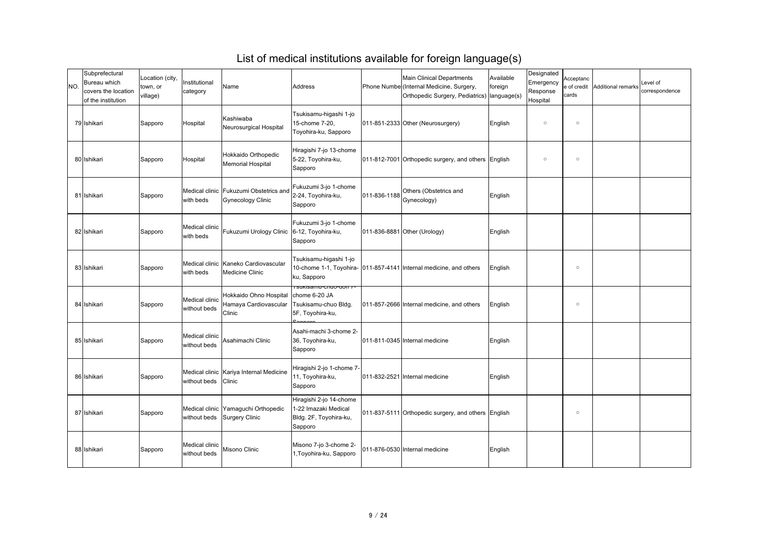# List of medical institutions available for foreign language(s)

| NO. | Subprefectural Bureau which covers the location of the institution | Location (city, town, or village) | Institutional category | Name | Address | Phone Number | Main Clinical Departments (Internal Medicine, Surgery, Orthopedic Surgery, Pediatrics) | Available foreign language(s) | Designated Emergency Response Hospital | Acceptance of credit cards | Additional remarks | Level of correspondence |
|---|---|---|---|---|---|---|---|---|---|---|---|---|
| 79 | Ishikari | Sapporo | Hospital | Kashiwaba Neurosurgical Hospital | Tsukisamu-higashi 1-jo 15-chome 7-20, Toyohira-ku, Sapporo | 011-851-2333 | Other (Neurosurgery) | English | ○ | ○ | | |
| 80 | Ishikari | Sapporo | Hospital | Hokkaido Orthopedic Memorial Hospital | Hiragishi 7-jo 13-chome 5-22, Toyohira-ku, Sapporo | 011-812-7001 | Orthopedic surgery, and others | English | ○ | ○ | | |
| 81 | Ishikari | Sapporo | Medical clinic with beds | Fukuzumi Obstetrics and Gynecology Clinic | Fukuzumi 3-jo 1-chome 2-24, Toyohira-ku, Sapporo | 011-836-1188 | Others (Obstetrics and Gynecology) | English | | | | |
| 82 | Ishikari | Sapporo | Medical clinic with beds | Fukuzumi Urology Clinic | Fukuzumi 3-jo 1-chome 6-12, Toyohira-ku, Sapporo | 011-836-8881 | Other (Urology) | English | | | | |
| 83 | Ishikari | Sapporo | Medical clinic with beds | Kaneko Cardiovascular Medicine Clinic | Tsukisamu-higashi 1-jo 10-chome 1-1, Toyohira-ku, Sapporo | 011-857-4141 | Internal medicine, and others | English | | ○ | | |
| 84 | Ishikari | Sapporo | Medical clinic without beds | Hokkaido Ohno Hospital Hamaya Cardiovascular Clinic | Tsukisamu-chuo-dori 7-chome 6-20 JA Tsukisamu-chuo Bldg. 5F, Toyohira-ku, Sapporo | 011-857-2666 | Internal medicine, and others | English | | ○ | | |
| 85 | Ishikari | Sapporo | Medical clinic without beds | Asahimachi Clinic | Asahi-machi 3-chome 2-36, Toyohira-ku, Sapporo | 011-811-0345 | Internal medicine | English | | | | |
| 86 | Ishikari | Sapporo | Medical clinic without beds | Kariya Internal Medicine Clinic | Hiragishi 2-jo 1-chome 7-11, Toyohira-ku, Sapporo | 011-832-2521 | Internal medicine | English | | | | |
| 87 | Ishikari | Sapporo | Medical clinic without beds | Yamaguchi Orthopedic Surgery Clinic | Hiragishi 2-jo 14-chome 1-22 Imazaki Medical Bldg. 2F, Toyohira-ku, Sapporo | 011-837-5111 | Orthopedic surgery, and others | English | | ○ | | |
| 88 | Ishikari | Sapporo | Medical clinic without beds | Misono Clinic | Misono 7-jo 3-chome 2-1,Toyohira-ku, Sapporo | 011-876-0530 | Internal medicine | English | | | | |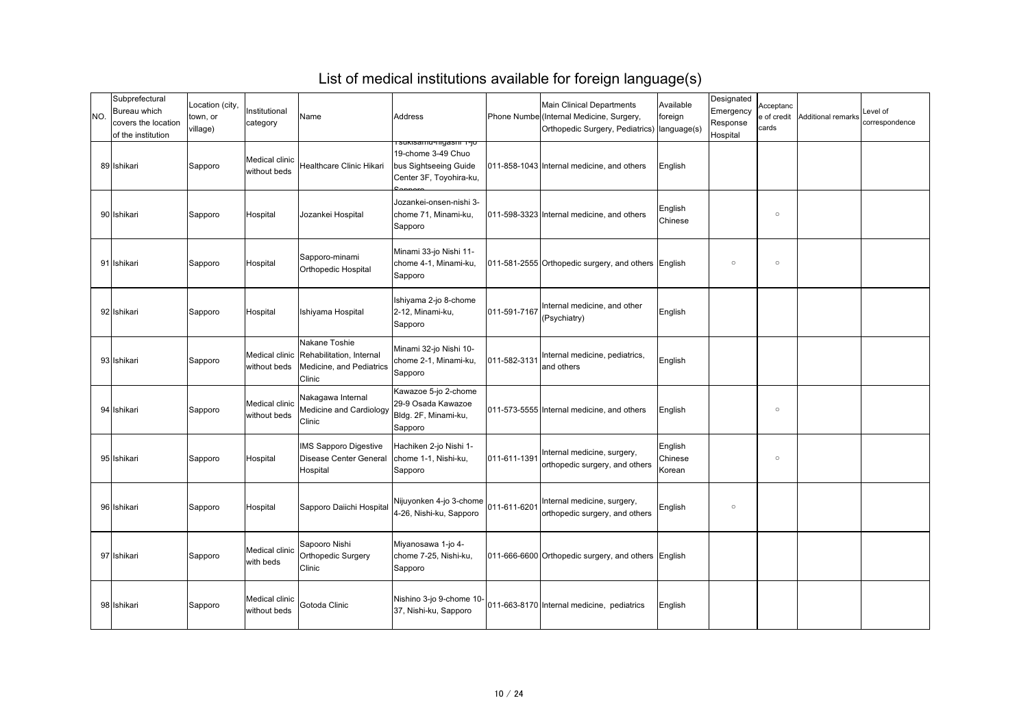# List of medical institutions available for foreign language(s)

| NO. | Subprefectural Bureau which covers the location of the institution | Location (city, town, or village) | Institutional category | Name | Address | Phone Number | Main Clinical Departments (Internal Medicine, Surgery, Orthopedic Surgery, Pediatrics) | Available foreign language(s) | Designated Emergency Response Hospital | Acceptance of credit cards | Additional remarks | Level of correspondence |
|---|---|---|---|---|---|---|---|---|---|---|---|---|
| 89 | Ishikari | Sapporo | Medical clinic without beds | Healthcare Clinic Hikari | Tsukisamu-higashi 1-jo 19-chome 3-49 Chuo bus Sightseeing Guide Center 3F, Toyohira-ku, Sapporo | 011-858-1043 | Internal medicine, and others | English | | | | |
| 90 | Ishikari | Sapporo | Hospital | Jozankei Hospital | Jozankei-onsen-nishi 3-chome 71, Minami-ku, Sapporo | 011-598-3323 | Internal medicine, and others | English Chinese | | ○ | | |
| 91 | Ishikari | Sapporo | Hospital | Sapporo-minami Orthopedic Hospital | Minami 33-jo Nishi 11-chome 4-1, Minami-ku, Sapporo | 011-581-2555 | Orthopedic surgery, and others | English | ○ | ○ | | |
| 92 | Ishikari | Sapporo | Hospital | Ishiyama Hospital | Ishiyama 2-jo 8-chome 2-12, Minami-ku, Sapporo | 011-591-7167 | Internal medicine, and other (Psychiatry) | English | | | | |
| 93 | Ishikari | Sapporo | Medical clinic without beds | Nakane Toshie Rehabilitation, Internal Medicine, and Pediatrics Clinic | Minami 32-jo Nishi 10-chome 2-1, Minami-ku, Sapporo | 011-582-3131 | Internal medicine, pediatrics, and others | English | | | | |
| 94 | Ishikari | Sapporo | Medical clinic without beds | Nakagawa Internal Medicine and Cardiology Clinic | Kawazoe 5-jo 2-chome 29-9 Osada Kawazoe Bldg. 2F, Minami-ku, Sapporo | 011-573-5555 | Internal medicine, and others | English | | ○ | | |
| 95 | Ishikari | Sapporo | Hospital | IMS Sapporo Digestive Disease Center General Hospital | Hachiken 2-jo Nishi 1-chome 1-1, Nishi-ku, Sapporo | 011-611-1391 | Internal medicine, surgery, orthopedic surgery, and others | English Chinese Korean | | ○ | | |
| 96 | Ishikari | Sapporo | Hospital | Sapporo Daiichi Hospital | Nijuyonken 4-jo 3-chome 4-26, Nishi-ku, Sapporo | 011-611-6201 | Internal medicine, surgery, orthopedic surgery, and others | English | ○ | | | |
| 97 | Ishikari | Sapporo | Medical clinic with beds | Sapooro Nishi Orthopedic Surgery Clinic | Miyanosawa 1-jo 4-chome 7-25, Nishi-ku, Sapporo | 011-666-6600 | Orthopedic surgery, and others | English | | | | |
| 98 | Ishikari | Sapporo | Medical clinic without beds | Gotoda Clinic | Nishino 3-jo 9-chome 10-37, Nishi-ku, Sapporo | 011-663-8170 | Internal medicine, pediatrics | English | | | | |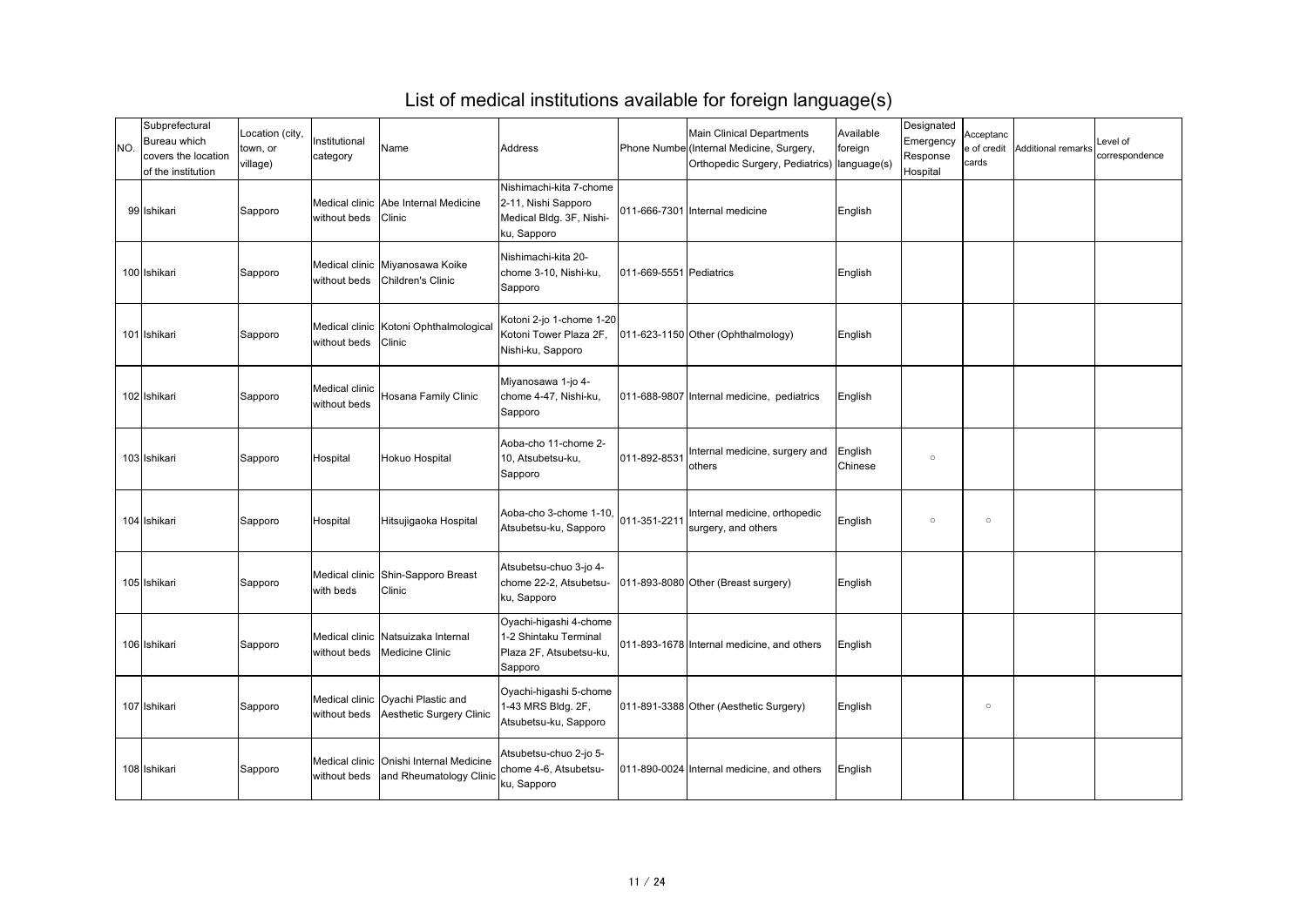# List of medical institutions available for foreign language(s)

| NO. | Subprefectural Bureau which covers the location of the institution | Location (city, town, or village) | Institutional category | Name | Address | Phone Number | Main Clinical Departments (Internal Medicine, Surgery, Orthopedic Surgery, Pediatrics) | Available foreign language(s) | Designated Emergency Response Hospital | Acceptance of credit cards | Additional remarks | Level of correspondence |
|---|---|---|---|---|---|---|---|---|---|---|---|---|
| 99 | Ishikari | Sapporo | Medical clinic without beds | Abe Internal Medicine Clinic | Nishimachi-kita 7-chome 2-11, Nishi Sapporo Medical Bldg. 3F, Nishi-ku, Sapporo | 011-666-7301 | Internal medicine | English | | | | |
| 100 | Ishikari | Sapporo | Medical clinic without beds | Miyanosawa Koike Children's Clinic | Nishimachi-kita 20-chome 3-10, Nishi-ku, Sapporo | 011-669-5551 | Pediatrics | English | | | | |
| 101 | Ishikari | Sapporo | Medical clinic without beds | Kotoni Ophthalmological Clinic | Kotoni 2-jo 1-chome 1-20 Kotoni Tower Plaza 2F, Nishi-ku, Sapporo | 011-623-1150 | Other (Ophthalmology) | English | | | | |
| 102 | Ishikari | Sapporo | Medical clinic without beds | Hosana Family Clinic | Miyanosawa 1-jo 4-chome 4-47, Nishi-ku, Sapporo | 011-688-9807 | Internal medicine, pediatrics | English | | | | |
| 103 | Ishikari | Sapporo | Hospital | Hokuo Hospital | Aoba-cho 11-chome 2-10, Atsubetsu-ku, Sapporo | 011-892-8531 | Internal medicine, surgery and others | English Chinese | ○ | | | |
| 104 | Ishikari | Sapporo | Hospital | Hitsujigaoka Hospital | Aoba-cho 3-chome 1-10, Atsubetsu-ku, Sapporo | 011-351-2211 | Internal medicine, orthopedic surgery, and others | English | ○ | ○ | | |
| 105 | Ishikari | Sapporo | Medical clinic with beds | Shin-Sapporo Breast Clinic | Atsubetsu-chuo 3-jo 4-chome 22-2, Atsubetsu-ku, Sapporo | 011-893-8080 | Other (Breast surgery) | English | | | | |
| 106 | Ishikari | Sapporo | Medical clinic without beds | Natsuizaka Internal Medicine Clinic | Oyachi-higashi 4-chome 1-2 Shintaku Terminal Plaza 2F, Atsubetsu-ku, Sapporo | 011-893-1678 | Internal medicine, and others | English | | | | |
| 107 | Ishikari | Sapporo | Medical clinic without beds | Oyachi Plastic and Aesthetic Surgery Clinic | Oyachi-higashi 5-chome 1-43 MRS Bldg. 2F, Atsubetsu-ku, Sapporo | 011-891-3388 | Other (Aesthetic Surgery) | English | | ○ | | |
| 108 | Ishikari | Sapporo | Medical clinic without beds | Onishi Internal Medicine and Rheumatology Clinic | Atsubetsu-chuo 2-jo 5-chome 4-6, Atsubetsu-ku, Sapporo | 011-890-0024 | Internal medicine, and others | English | | | | |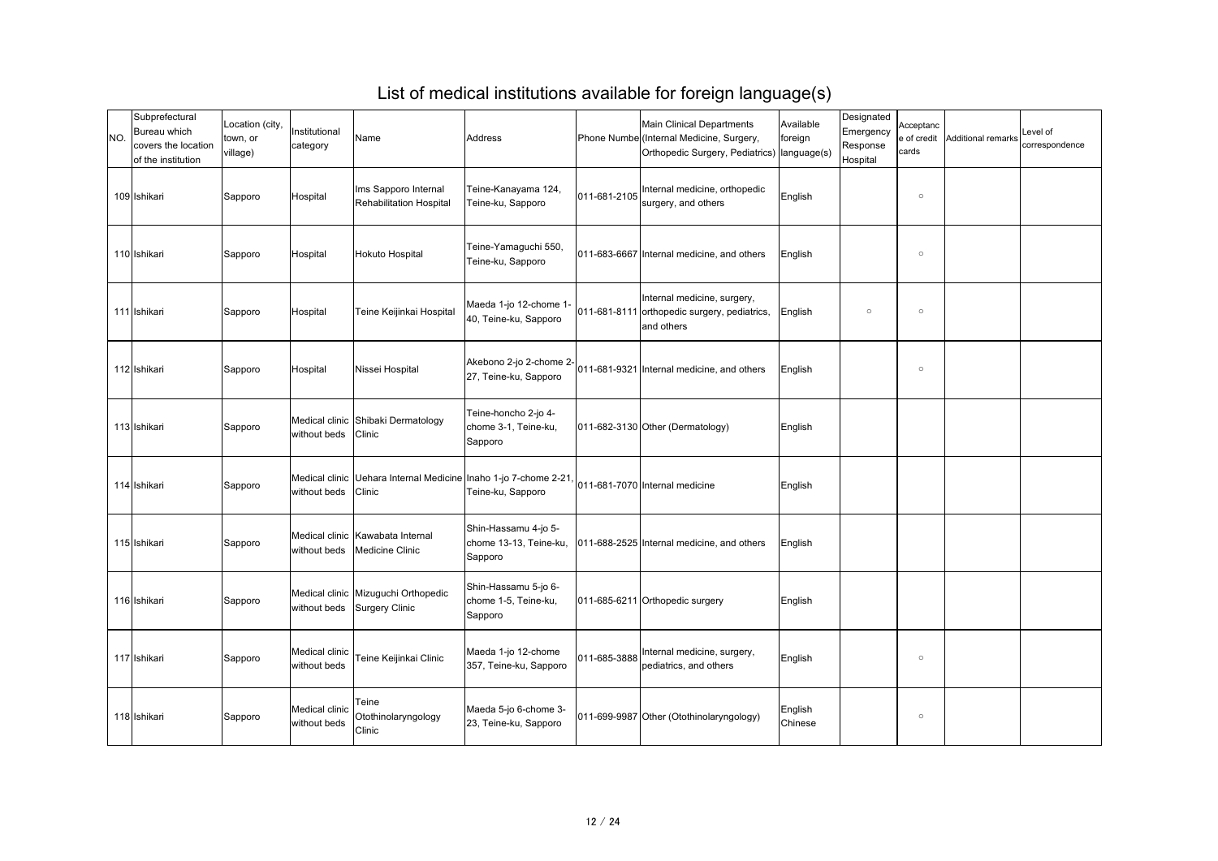# List of medical institutions available for foreign language(s)

| NO. | Subprefectural Bureau which covers the location of the institution | Location (city, town, or village) | Institutional category | Name | Address | Phone Numbe | Main Clinical Departments (Internal Medicine, Surgery, Orthopedic Surgery, Pediatrics) | Available foreign language(s) | Designated Emergency Response Hospital | Acceptance of credit cards | Additional remarks | Level of correspondence |
|---|---|---|---|---|---|---|---|---|---|---|---|---|
| 109 | Ishikari | Sapporo | Hospital | Ims Sapporo Internal Rehabilitation Hospital | Teine-Kanayama 124, Teine-ku, Sapporo | 011-681-2105 | Internal medicine, orthopedic surgery, and others | English | | ○ | | |
| 110 | Ishikari | Sapporo | Hospital | Hokuto Hospital | Teine-Yamaguchi 550, Teine-ku, Sapporo | 011-683-6667 | Internal medicine, and others | English | | ○ | | |
| 111 | Ishikari | Sapporo | Hospital | Teine Keijinkai Hospital | Maeda 1-jo 12-chome 1-40, Teine-ku, Sapporo | 011-681-8111 | Internal medicine, surgery, orthopedic surgery, pediatrics, and others | English | ○ | ○ | | |
| 112 | Ishikari | Sapporo | Hospital | Nissei Hospital | Akebono 2-jo 2-chome 2-27, Teine-ku, Sapporo | 011-681-9321 | Internal medicine, and others | English | | ○ | | |
| 113 | Ishikari | Sapporo | Medical clinic without beds | Shibaki Dermatology Clinic | Teine-honcho 2-jo 4-chome 3-1, Teine-ku, Sapporo | 011-682-3130 | Other (Dermatology) | English | | | | |
| 114 | Ishikari | Sapporo | Medical clinic without beds | Uehara Internal Medicine Clinic | Inaho 1-jo 7-chome 2-21, Teine-ku, Sapporo | 011-681-7070 | Internal medicine | English | | | | |
| 115 | Ishikari | Sapporo | Medical clinic without beds | Kawabata Internal Medicine Clinic | Shin-Hassamu 4-jo 5-chome 13-13, Teine-ku, Sapporo | 011-688-2525 | Internal medicine, and others | English | | | | |
| 116 | Ishikari | Sapporo | Medical clinic without beds | Mizuguchi Orthopedic Surgery Clinic | Shin-Hassamu 5-jo 6-chome 1-5, Teine-ku, Sapporo | 011-685-6211 | Orthopedic surgery | English | | | | |
| 117 | Ishikari | Sapporo | Medical clinic without beds | Teine Keijinkai Clinic | Maeda 1-jo 12-chome 357, Teine-ku, Sapporo | 011-685-3888 | Internal medicine, surgery, pediatrics, and others | English | | ○ | | |
| 118 | Ishikari | Sapporo | Medical clinic without beds | Teine Otothinolaryngology Clinic | Maeda 5-jo 6-chome 3-23, Teine-ku, Sapporo | 011-699-9987 | Other (Otothinolaryngology) | English Chinese | | ○ | | |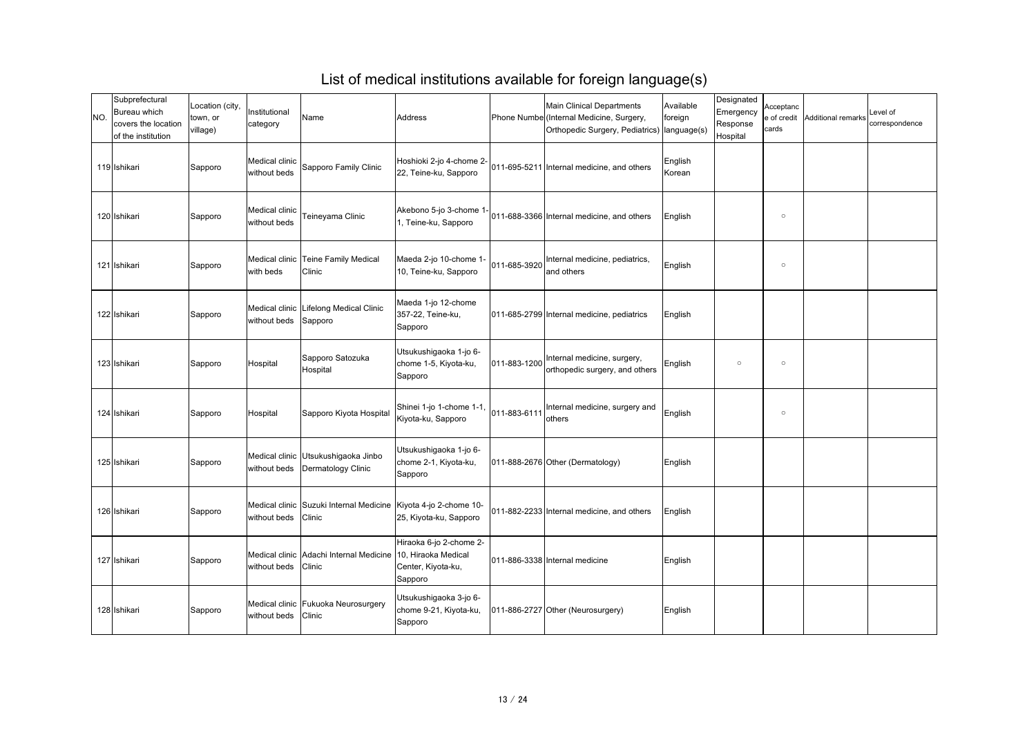# List of medical institutions available for foreign language(s)

| NO. | Subprefectural Bureau which covers the location of the institution | Location (city, town, or village) | Institutional category | Name | Address | Phone Number | Main Clinical Departments (Internal Medicine, Surgery, Orthopedic Surgery, Pediatrics) | Available foreign language(s) | Designated Emergency Response Hospital | Acceptance of credit cards | Additional remarks | Level of correspondence |
|---|---|---|---|---|---|---|---|---|---|---|---|---|
| 119 | Ishikari | Sapporo | Medical clinic without beds | Sapporo Family Clinic | Hoshioki 2-jo 4-chome 2-22, Teine-ku, Sapporo | 011-695-5211 | Internal medicine, and others | English Korean | | | | |
| 120 | Ishikari | Sapporo | Medical clinic without beds | Teineyama Clinic | Akebono 5-jo 3-chome 1-1, Teine-ku, Sapporo | 011-688-3366 | Internal medicine, and others | English | | ○ | | |
| 121 | Ishikari | Sapporo | Medical clinic with beds | Teine Family Medical Clinic | Maeda 2-jo 10-chome 1-10, Teine-ku, Sapporo | 011-685-3920 | Internal medicine, pediatrics, and others | English | | ○ | | |
| 122 | Ishikari | Sapporo | Medical clinic without beds | Lifelong Medical Clinic Sapporo | Maeda 1-jo 12-chome 357-22, Teine-ku, Sapporo | 011-685-2799 | Internal medicine, pediatrics | English | | | | |
| 123 | Ishikari | Sapporo | Hospital | Sapporo Satozuka Hospital | Utsukushigaoka 1-jo 6-chome 1-5, Kiyota-ku, Sapporo | 011-883-1200 | Internal medicine, surgery, orthopedic surgery, and others | English | ○ | ○ | | |
| 124 | Ishikari | Sapporo | Hospital | Sapporo Kiyota Hospital | Shinei 1-jo 1-chome 1-1, Kiyota-ku, Sapporo | 011-883-6111 | Internal medicine, surgery and others | English | | ○ | | |
| 125 | Ishikari | Sapporo | Medical clinic without beds | Utsukushigaoka Jinbo Dermatology Clinic | Utsukushigaoka 1-jo 6-chome 2-1, Kiyota-ku, Sapporo | 011-888-2676 | Other (Dermatology) | English | | | | |
| 126 | Ishikari | Sapporo | Medical clinic without beds | Suzuki Internal Medicine Clinic | Kiyota 4-jo 2-chome 10-25, Kiyota-ku, Sapporo | 011-882-2233 | Internal medicine, and others | English | | | | |
| 127 | Ishikari | Sapporo | Medical clinic without beds | Adachi Internal Medicine Clinic | Hiraoka 6-jo 2-chome 2-10, Hiraoka Medical Center, Kiyota-ku, Sapporo | 011-886-3338 | Internal medicine | English | | | | |
| 128 | Ishikari | Sapporo | Medical clinic without beds | Fukuoka Neurosurgery Clinic | Utsukushigaoka 3-jo 6-chome 9-21, Kiyota-ku, Sapporo | 011-886-2727 | Other (Neurosurgery) | English | | | | |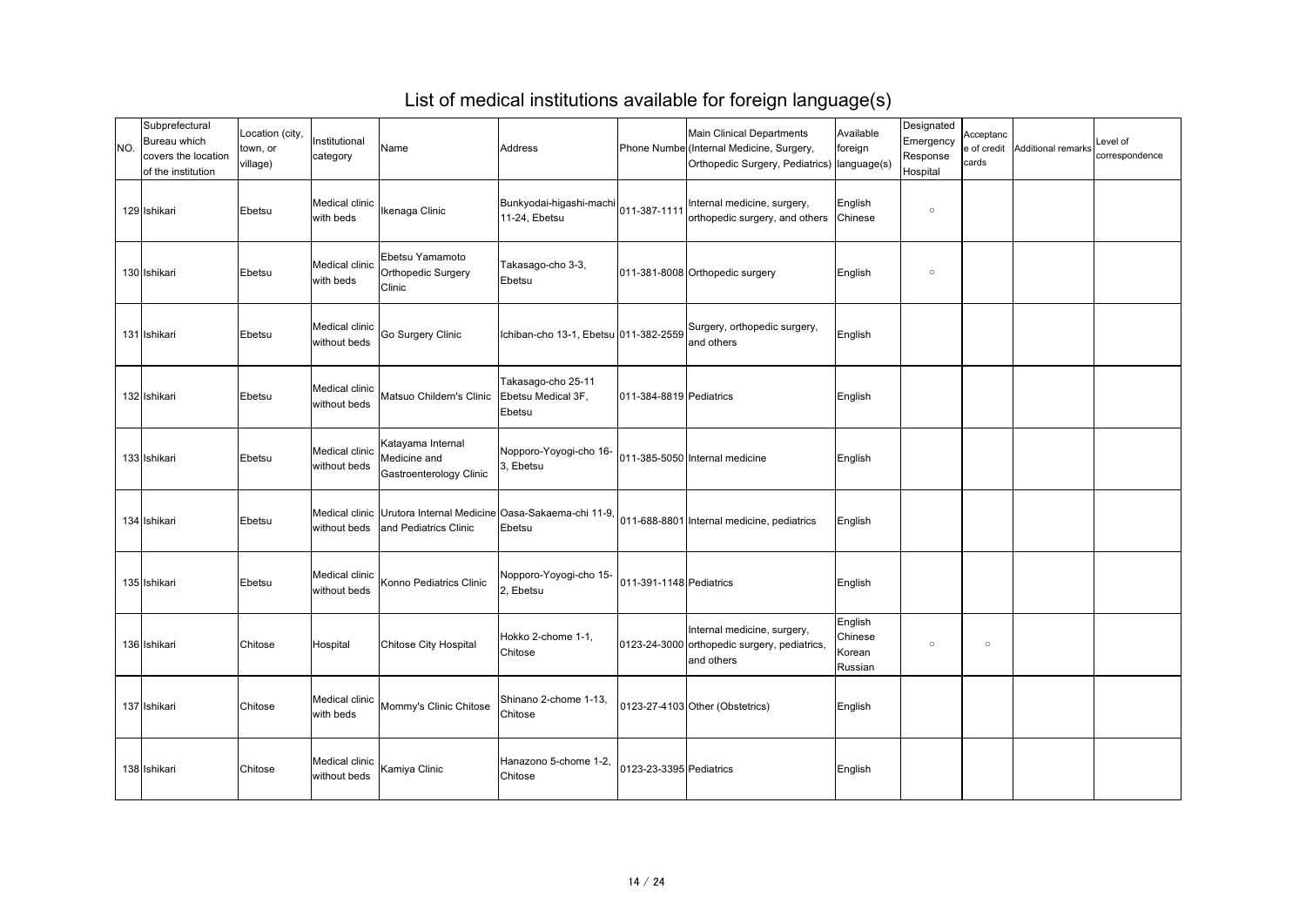# List of medical institutions available for foreign language(s)

| NO. | Subprefectural Bureau which covers the location of the institution | Location (city, town, or village) | Institutional category | Name | Address | Phone Number | Main Clinical Departments (Internal Medicine, Surgery, Orthopedic Surgery, Pediatrics) | Available foreign language(s) | Designated Emergency Response Hospital | Acceptance of credit cards | Additional remarks | Level of correspondence |
|---|---|---|---|---|---|---|---|---|---|---|---|---|
| 129 | Ishikari | Ebetsu | Medical clinic with beds | Ikenaga Clinic | Bunkyodai-higashi-machi 11-24, Ebetsu | 011-387-1111 | Internal medicine, surgery, orthopedic surgery, and others | English Chinese | ○ | | | |
| 130 | Ishikari | Ebetsu | Medical clinic with beds | Ebetsu Yamamoto Orthopedic Surgery Clinic | Takasago-cho 3-3, Ebetsu | 011-381-8008 | Orthopedic surgery | English | ○ | | | |
| 131 | Ishikari | Ebetsu | Medical clinic without beds | Go Surgery Clinic | Ichiban-cho 13-1, Ebetsu | 011-382-2559 | Surgery, orthopedic surgery, and others | English | | | | |
| 132 | Ishikari | Ebetsu | Medical clinic without beds | Matsuo Childern's Clinic | Takasago-cho 25-11 Ebetsu Medical 3F, Ebetsu | 011-384-8819 | Pediatrics | English | | | | |
| 133 | Ishikari | Ebetsu | Medical clinic without beds | Katayama Internal Medicine and Gastroenterology Clinic | Nopporo-Yoyogi-cho 16-3, Ebetsu | 011-385-5050 | Internal medicine | English | | | | |
| 134 | Ishikari | Ebetsu | Medical clinic without beds | Urutora Internal Medicine and Pediatrics Clinic | Oasa-Sakaema-chi 11-9, Ebetsu | 011-688-8801 | Internal medicine, pediatrics | English | | | | |
| 135 | Ishikari | Ebetsu | Medical clinic without beds | Konno Pediatrics Clinic | Nopporo-Yoyogi-cho 15-2, Ebetsu | 011-391-1148 | Pediatrics | English | | | | |
| 136 | Ishikari | Chitose | Hospital | Chitose City Hospital | Hokko 2-chome 1-1, Chitose | 0123-24-3000 | Internal medicine, surgery, orthopedic surgery, pediatrics, and others | English Chinese Korean Russian | ○ | ○ | | |
| 137 | Ishikari | Chitose | Medical clinic with beds | Mommy's Clinic Chitose | Shinano 2-chome 1-13, Chitose | 0123-27-4103 | Other (Obstetrics) | English | | | | |
| 138 | Ishikari | Chitose | Medical clinic without beds | Kamiya Clinic | Hanazono 5-chome 1-2, Chitose | 0123-23-3395 | Pediatrics | English | | | | |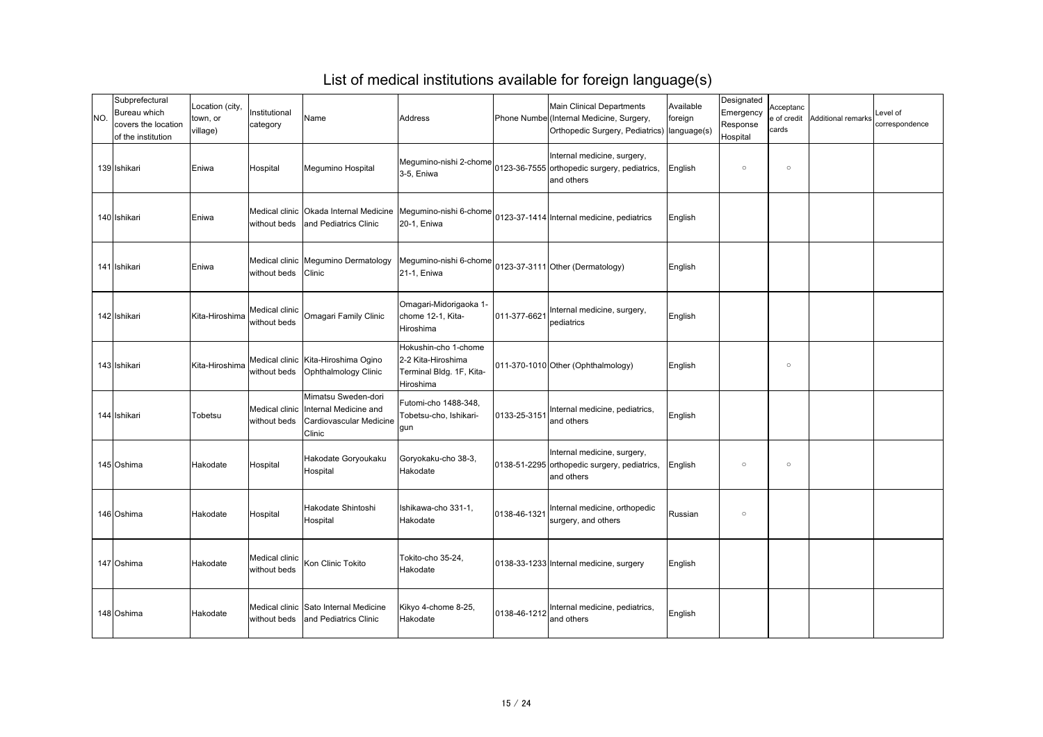# List of medical institutions available for foreign language(s)

| NO. | Subprefectural Bureau which covers the location of the institution | Location (city, town, or village) | Institutional category | Name | Address | Phone Number | Main Clinical Departments (Internal Medicine, Surgery, Orthopedic Surgery, Pediatrics) | Available foreign language(s) | Designated Emergency Response Hospital | Acceptance of credit cards | Additional remarks | Level of correspondence |
|---|---|---|---|---|---|---|---|---|---|---|---|---|
| 139 | Ishikari | Eniwa | Hospital | Megumino Hospital | Megumino-nishi 2-chome 3-5, Eniwa | 0123-36-7555 | Internal medicine, surgery, orthopedic surgery, pediatrics, and others | English | ○ | ○ | | |
| 140 | Ishikari | Eniwa | Medical clinic without beds | Okada Internal Medicine and Pediatrics Clinic | Megumino-nishi 6-chome 20-1, Eniwa | 0123-37-1414 | Internal medicine, pediatrics | English | | | | |
| 141 | Ishikari | Eniwa | Medical clinic without beds | Megumino Dermatology Clinic | Megumino-nishi 6-chome 21-1, Eniwa | 0123-37-3111 | Other (Dermatology) | English | | | | |
| 142 | Ishikari | Kita-Hiroshima | Medical clinic without beds | Omagari Family Clinic | Omagari-Midorigaoka 1-chome 12-1, Kita-Hiroshima | 011-377-6621 | Internal medicine, surgery, pediatrics | English | | | | |
| 143 | Ishikari | Kita-Hiroshima | Medical clinic without beds | Kita-Hiroshima Ogino Ophthalmology Clinic | Hokushin-cho 1-chome 2-2 Kita-Hiroshima Terminal Bldg. 1F, Kita-Hiroshima | 011-370-1010 | Other (Ophthalmology) | English | | ○ | | |
| 144 | Ishikari | Tobetsu | Medical clinic without beds | Mimatsu Sweden-dori Internal Medicine and Cardiovascular Medicine Clinic | Futomi-cho 1488-348, Tobetsu-cho, Ishikari-gun | 0133-25-3151 | Internal medicine, pediatrics, and others | English | | | | |
| 145 | Oshima | Hakodate | Hospital | Hakodate Goryoukaku Hospital | Goryokaku-cho 38-3, Hakodate | 0138-51-2295 | Internal medicine, surgery, orthopedic surgery, pediatrics, and others | English | ○ | ○ | | |
| 146 | Oshima | Hakodate | Hospital | Hakodate Shintoshi Hospital | Ishikawa-cho 331-1, Hakodate | 0138-46-1321 | Internal medicine, orthopedic surgery, and others | Russian | ○ | | | |
| 147 | Oshima | Hakodate | Medical clinic without beds | Kon Clinic Tokito | Tokito-cho 35-24, Hakodate | 0138-33-1233 | Internal medicine, surgery | English | | | | |
| 148 | Oshima | Hakodate | Medical clinic without beds | Sato Internal Medicine and Pediatrics Clinic | Kikyo 4-chome 8-25, Hakodate | 0138-46-1212 | Internal medicine, pediatrics, and others | English | | | | |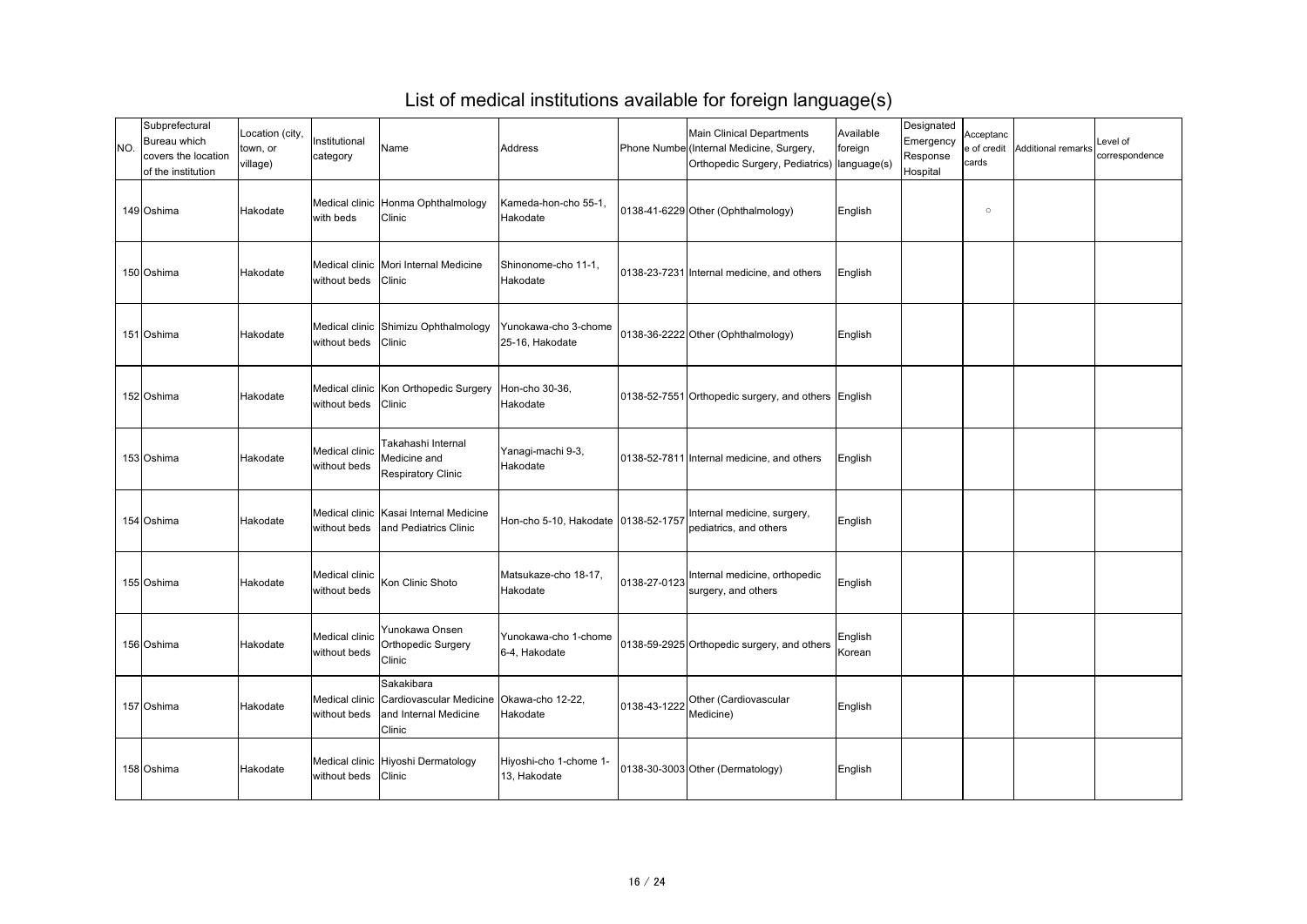# List of medical institutions available for foreign language(s)

| NO. | Subprefectural Bureau which covers the location of the institution | Location (city, town, or village) | Institutional category | Name | Address | Phone Numbe | Main Clinical Departments (Internal Medicine, Surgery, Orthopedic Surgery, Pediatrics) | Available foreign language(s) | Designated Emergency Response Hospital | Acceptance of credit cards | Additional remarks | Level of correspondence |
|---|---|---|---|---|---|---|---|---|---|---|---|---|
| 149 | Oshima | Hakodate | Medical clinic with beds | Honma Ophthalmology Clinic | Kameda-hon-cho 55-1, Hakodate | 0138-41-6229 | Other (Ophthalmology) | English | | ○ | | |
| 150 | Oshima | Hakodate | Medical clinic without beds | Mori Internal Medicine Clinic | Shinonome-cho 11-1, Hakodate | 0138-23-7231 | Internal medicine, and others | English | | | | |
| 151 | Oshima | Hakodate | Medical clinic without beds | Shimizu Ophthalmology Clinic | Yunokawa-cho 3-chome 25-16, Hakodate | 0138-36-2222 | Other (Ophthalmology) | English | | | | |
| 152 | Oshima | Hakodate | Medical clinic without beds | Kon Orthopedic Surgery Clinic | Hon-cho 30-36, Hakodate | 0138-52-7551 | Orthopedic surgery, and others | English | | | | |
| 153 | Oshima | Hakodate | Medical clinic without beds | Takahashi Internal Medicine and Respiratory Clinic | Yanagi-machi 9-3, Hakodate | 0138-52-7811 | Internal medicine, and others | English | | | | |
| 154 | Oshima | Hakodate | Medical clinic without beds | Kasai Internal Medicine and Pediatrics Clinic | Hon-cho 5-10, Hakodate | 0138-52-1757 | Internal medicine, surgery, pediatrics, and others | English | | | | |
| 155 | Oshima | Hakodate | Medical clinic without beds | Kon Clinic Shoto | Matsukaze-cho 18-17, Hakodate | 0138-27-0123 | Internal medicine, orthopedic surgery, and others | English | | | | |
| 156 | Oshima | Hakodate | Medical clinic without beds | Yunokawa Onsen Orthopedic Surgery Clinic | Yunokawa-cho 1-chome 6-4, Hakodate | 0138-59-2925 | Orthopedic surgery, and others | English Korean | | | | |
| 157 | Oshima | Hakodate | Medical clinic without beds | Sakakibara Cardiovascular Medicine and Internal Medicine Clinic | Okawa-cho 12-22, Hakodate | 0138-43-1222 | Other (Cardiovascular Medicine) | English | | | | |
| 158 | Oshima | Hakodate | Medical clinic without beds | Hiyoshi Dermatology Clinic | Hiyoshi-cho 1-chome 1-13, Hakodate | 0138-30-3003 | Other (Dermatology) | English | | | | |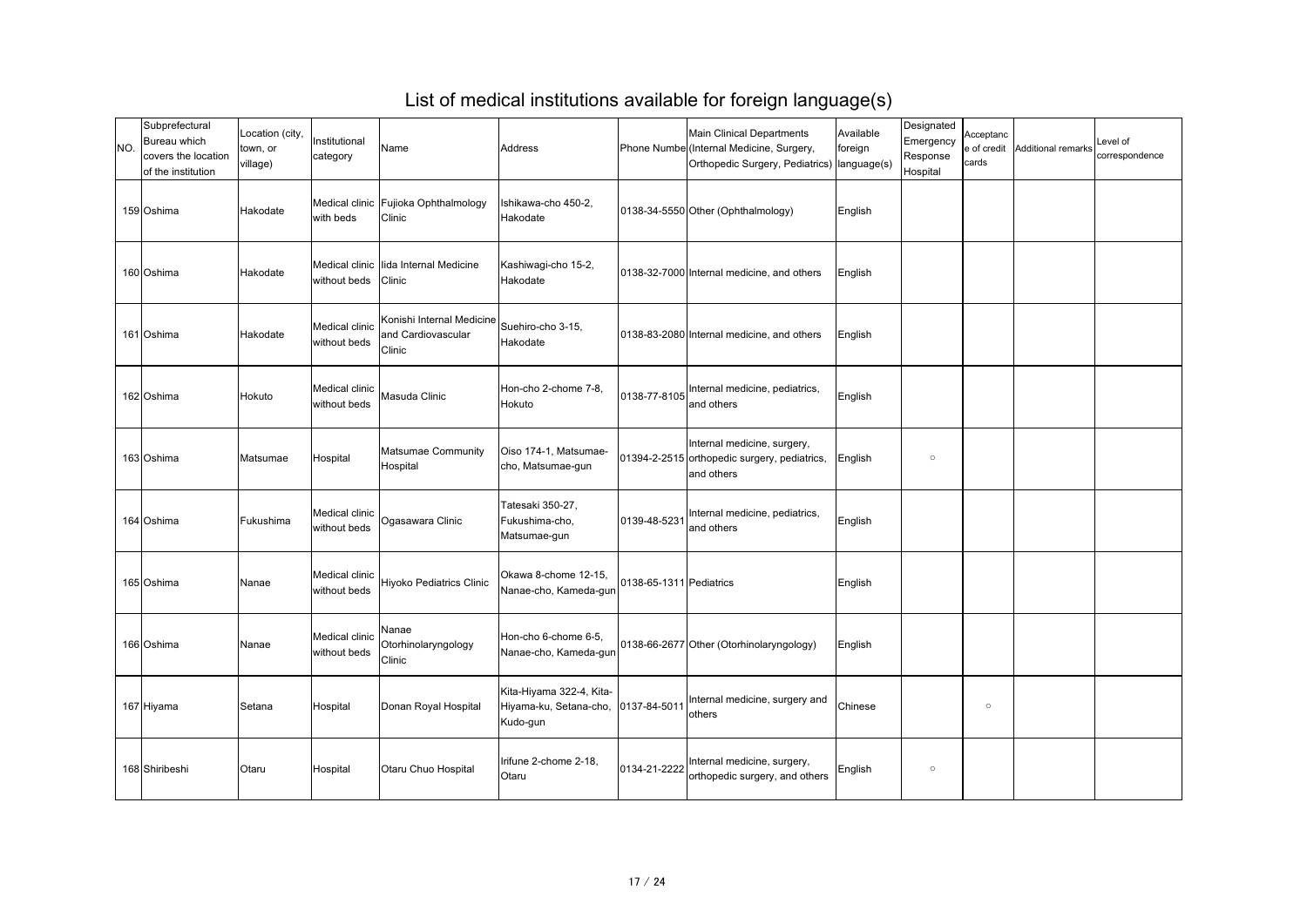# List of medical institutions available for foreign language(s)

| NO. | Subprefectural Bureau which covers the location of the institution | Location (city, town, or village) | Institutional category | Name | Address | Phone Number | Main Clinical Departments (Internal Medicine, Surgery, Orthopedic Surgery, Pediatrics) | Available foreign language(s) | Designated Emergency Response Hospital | Acceptance of credit cards | Additional remarks | Level of correspondence |
|---|---|---|---|---|---|---|---|---|---|---|---|---|
| 159 | Oshima | Hakodate | Medical clinic with beds | Fujioka Ophthalmology Clinic | Ishikawa-cho 450-2, Hakodate | 0138-34-5550 | Other (Ophthalmology) | English | | | | |
| 160 | Oshima | Hakodate | Medical clinic without beds | Iida Internal Medicine Clinic | Kashiwagi-cho 15-2, Hakodate | 0138-32-7000 | Internal medicine, and others | English | | | | |
| 161 | Oshima | Hakodate | Medical clinic without beds | Konishi Internal Medicine and Cardiovascular Clinic | Suehiro-cho 3-15, Hakodate | 0138-83-2080 | Internal medicine, and others | English | | | | |
| 162 | Oshima | Hokuto | Medical clinic without beds | Masuda Clinic | Hon-cho 2-chome 7-8, Hokuto | 0138-77-8105 | Internal medicine, pediatrics, and others | English | | | | |
| 163 | Oshima | Matsumae | Hospital | Matsumae Community Hospital | Oiso 174-1, Matsumae-cho, Matsumae-gun | 01394-2-2515 | Internal medicine, surgery, orthopedic surgery, pediatrics, and others | English | ○ | | | |
| 164 | Oshima | Fukushima | Medical clinic without beds | Ogasawara Clinic | Tatesaki 350-27, Fukushima-cho, Matsumae-gun | 0139-48-5231 | Internal medicine, pediatrics, and others | English | | | | |
| 165 | Oshima | Nanae | Medical clinic without beds | Hiyoko Pediatrics Clinic | Okawa 8-chome 12-15, Nanae-cho, Kameda-gun | 0138-65-1311 | Pediatrics | English | | | | |
| 166 | Oshima | Nanae | Medical clinic without beds | Nanae Otorhinolaryngology Clinic | Hon-cho 6-chome 6-5, Nanae-cho, Kameda-gun | 0138-66-2677 | Other (Otorhinolaryngology) | English | | | | |
| 167 | Hiyama | Setana | Hospital | Donan Royal Hospital | Kita-Hiyama 322-4, Kita-Hiyama-ku, Setana-cho, Kudo-gun | 0137-84-5011 | Internal medicine, surgery and others | Chinese | | ○ | | |
| 168 | Shiribeshi | Otaru | Hospital | Otaru Chuo Hospital | Irifune 2-chome 2-18, Otaru | 0134-21-2222 | Internal medicine, surgery, orthopedic surgery, and others | English | ○ | | | |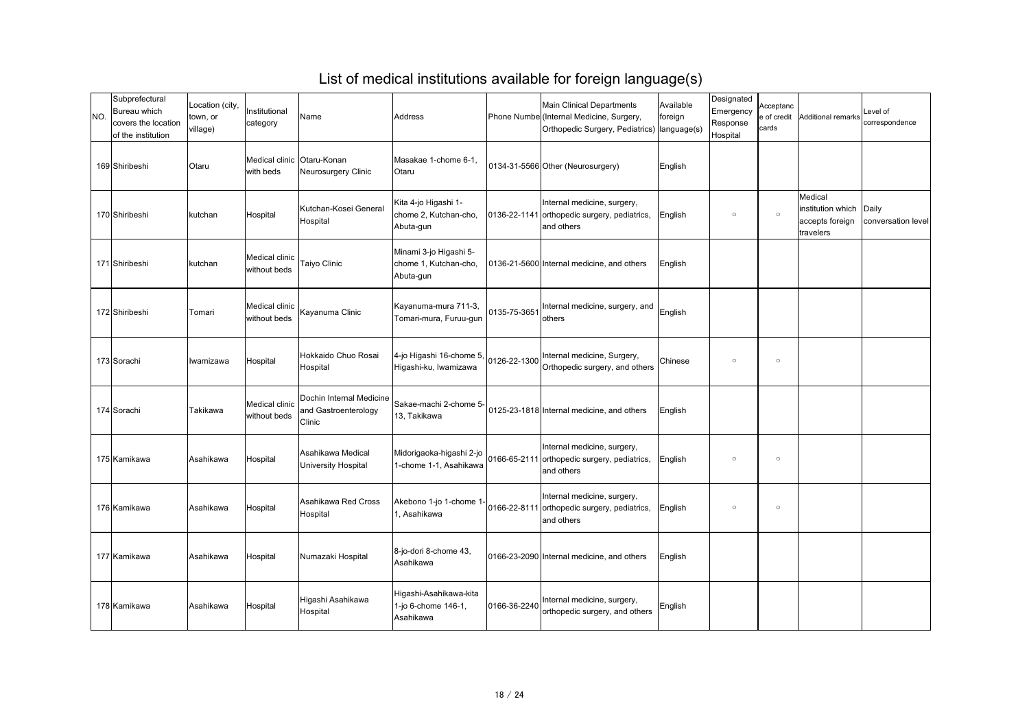# List of medical institutions available for foreign language(s)

| NO. | Subprefectural Bureau which covers the location of the institution | Location (city, town, or village) | Institutional category | Name | Address | Phone Number | Main Clinical Departments (Internal Medicine, Surgery, Orthopedic Surgery, Pediatrics) | Available foreign language(s) | Designated Emergency Response Hospital | Acceptance of credit cards | Additional remarks | Level of correspondence |
|---|---|---|---|---|---|---|---|---|---|---|---|---|
| 169 | Shiribeshi | Otaru | Medical clinic with beds | Otaru-Konan Neurosurgery Clinic | Masakae 1-chome 6-1, Otaru | 0134-31-5566 | Other (Neurosurgery) | English | | | | |
| 170 | Shiribeshi | kutchan | Hospital | Kutchan-Kosei General Hospital | Kita 4-jo Higashi 1-chome 2, Kutchan-cho, Abuta-gun | 0136-22-1141 | Internal medicine, surgery, orthopedic surgery, pediatrics, and others | English | ○ | ○ | Medical institution which accepts foreign travelers | Daily conversation level |
| 171 | Shiribeshi | kutchan | Medical clinic without beds | Taiyo Clinic | Minami 3-jo Higashi 5-chome 1, Kutchan-cho, Abuta-gun | 0136-21-5600 | Internal medicine, and others | English | | | | |
| 172 | Shiribeshi | Tomari | Medical clinic without beds | Kayanuma Clinic | Kayanuma-mura 711-3, Tomari-mura, Furuu-gun | 0135-75-3651 | Internal medicine, surgery, and others | English | | | | |
| 173 | Sorachi | Iwamizawa | Hospital | Hokkaido Chuo Rosai Hospital | 4-jo Higashi 16-chome 5, Higashi-ku, Iwamizawa | 0126-22-1300 | Internal medicine, Surgery, Orthopedic surgery, and others | Chinese | ○ | ○ | | |
| 174 | Sorachi | Takikawa | Medical clinic without beds | Dochin Internal Medicine and Gastroenterology Clinic | Sakae-machi 2-chome 5-13, Takikawa | 0125-23-1818 | Internal medicine, and others | English | | | | |
| 175 | Kamikawa | Asahikawa | Hospital | Asahikawa Medical University Hospital | Midorigaoka-higashi 2-jo 1-chome 1-1, Asahikawa | 0166-65-2111 | Internal medicine, surgery, orthopedic surgery, pediatrics, and others | English | ○ | ○ | | |
| 176 | Kamikawa | Asahikawa | Hospital | Asahikawa Red Cross Hospital | Akebono 1-jo 1-chome 1-1, Asahikawa | 0166-22-8111 | Internal medicine, surgery, orthopedic surgery, pediatrics, and others | English | ○ | ○ | | |
| 177 | Kamikawa | Asahikawa | Hospital | Numazaki Hospital | 8-jo-dori 8-chome 43, Asahikawa | 0166-23-2090 | Internal medicine, and others | English | | | | |
| 178 | Kamikawa | Asahikawa | Hospital | Higashi Asahikawa Hospital | Higashi-Asahikawa-kita 1-jo 6-chome 146-1, Asahikawa | 0166-36-2240 | Internal medicine, surgery, orthopedic surgery, and others | English | | | | |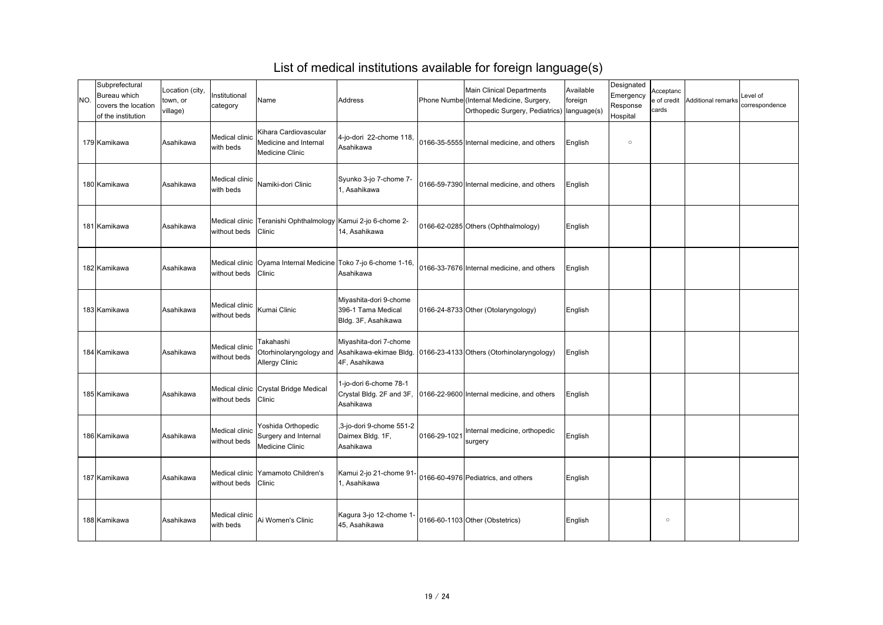# List of medical institutions available for foreign language(s)

| NO. | Subprefectural Bureau which covers the location of the institution | Location (city, town, or village) | Institutional category | Name | Address | Phone Number | Main Clinical Departments (Internal Medicine, Surgery, Orthopedic Surgery, Pediatrics) | Available foreign language(s) | Designated Emergency Response Hospital | Acceptance of credit cards | Additional remarks | Level of correspondence |
|---|---|---|---|---|---|---|---|---|---|---|---|---|
| 179 | Kamikawa | Asahikawa | Medical clinic with beds | Kihara Cardiovascular Medicine and Internal Medicine Clinic | 4-jo-dori 22-chome 118, Asahikawa | 0166-35-5555 | Internal medicine, and others | English | ○ | | | |
| 180 | Kamikawa | Asahikawa | Medical clinic with beds | Namiki-dori Clinic | Syunko 3-jo 7-chome 7-1, Asahikawa | 0166-59-7390 | Internal medicine, and others | English | | | | |
| 181 | Kamikawa | Asahikawa | Medical clinic without beds | Teranishi Ophthalmology Clinic | Kamui 2-jo 6-chome 2-14, Asahikawa | 0166-62-0285 | Others (Ophthalmology) | English | | | | |
| 182 | Kamikawa | Asahikawa | Medical clinic without beds | Oyama Internal Medicine Clinic | Toko 7-jo 6-chome 1-16, Asahikawa | 0166-33-7676 | Internal medicine, and others | English | | | | |
| 183 | Kamikawa | Asahikawa | Medical clinic without beds | Kumai Clinic | Miyashita-dori 9-chome 396-1 Tama Medical Bldg. 3F, Asahikawa | 0166-24-8733 | Other (Otolaryngology) | English | | | | |
| 184 | Kamikawa | Asahikawa | Medical clinic without beds | Takahashi Otorhinolaryngology and Allergy Clinic | Miyashita-dori 7-chome Asahikawa-ekimae Bldg. 4F, Asahikawa | 0166-23-4133 | Others (Otorhinolaryngology) | English | | | | |
| 185 | Kamikawa | Asahikawa | Medical clinic without beds | Crystal Bridge Medical Clinic | 1-jo-dori 6-chome 78-1 Crystal Bldg. 2F and 3F, Asahikawa | 0166-22-9600 | Internal medicine, and others | English | | | | |
| 186 | Kamikawa | Asahikawa | Medical clinic without beds | Yoshida Orthopedic Surgery and Internal Medicine Clinic | ,3-jo-dori 9-chome 551-2 Daimex Bldg. 1F, Asahikawa | 0166-29-1021 | Internal medicine, orthopedic surgery | English | | | | |
| 187 | Kamikawa | Asahikawa | Medical clinic without beds | Yamamoto Children's Clinic | Kamui 2-jo 21-chome 91-1, Asahikawa | 0166-60-4976 | Pediatrics, and others | English | | | | |
| 188 | Kamikawa | Asahikawa | Medical clinic with beds | Ai Women's Clinic | Kagura 3-jo 12-chome 1-45, Asahikawa | 0166-60-1103 | Other (Obstetrics) | English | | ○ | | |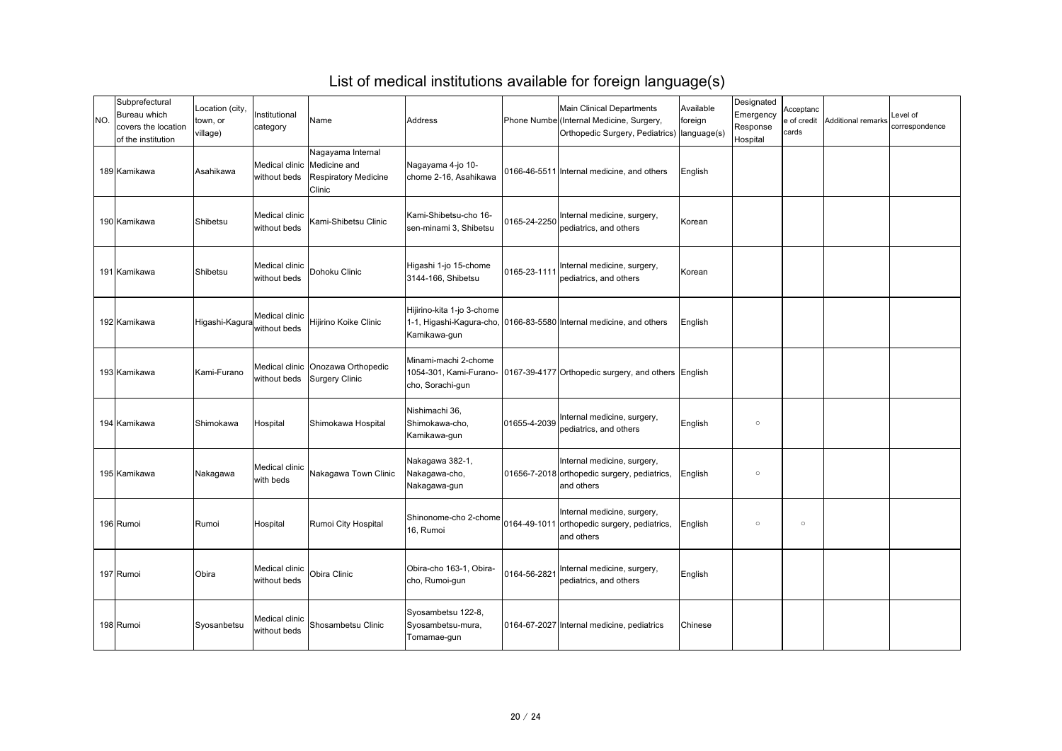# List of medical institutions available for foreign language(s)

| NO. | Subprefectural Bureau which covers the location of the institution | Location (city, town, or village) | Institutional category | Name | Address | Phone Number | Main Clinical Departments (Internal Medicine, Surgery, Orthopedic Surgery, Pediatrics) | Available foreign language(s) | Designated Emergency Response Hospital | Acceptance of credit cards | Additional remarks | Level of correspondence |
|---|---|---|---|---|---|---|---|---|---|---|---|---|
| 189 | Kamikawa | Asahikawa | Medical clinic without beds | Nagayama Internal Medicine and Respiratory Medicine Clinic | Nagayama 4-jo 10-chome 2-16, Asahikawa | 0166-46-5511 | Internal medicine, and others | English | | | | |
| 190 | Kamikawa | Shibetsu | Medical clinic without beds | Kami-Shibetsu Clinic | Kami-Shibetsu-cho 16-sen-minami 3, Shibetsu | 0165-24-2250 | Internal medicine, surgery, pediatrics, and others | Korean | | | | |
| 191 | Kamikawa | Shibetsu | Medical clinic without beds | Dohoku Clinic | Higashi 1-jo 15-chome 3144-166, Shibetsu | 0165-23-1111 | Internal medicine, surgery, pediatrics, and others | Korean | | | | |
| 192 | Kamikawa | Higashi-Kagura | Medical clinic without beds | Hijirino Koike Clinic | Hijirino-kita 1-jo 3-chome 1-1, Higashi-Kagura-cho, Kamikawa-gun | 0166-83-5580 | Internal medicine, and others | English | | | | |
| 193 | Kamikawa | Kami-Furano | Medical clinic without beds | Onozawa Orthopedic Surgery Clinic | Minami-machi 2-chome 1054-301, Kami-Furano-cho, Sorachi-gun | 0167-39-4177 | Orthopedic surgery, and others | English | | | | |
| 194 | Kamikawa | Shimokawa | Hospital | Shimokawa Hospital | Nishimachi 36, Shimokawa-cho, Kamikawa-gun | 01655-4-2039 | Internal medicine, surgery, pediatrics, and others | English | ○ | | | |
| 195 | Kamikawa | Nakagawa | Medical clinic with beds | Nakagawa Town Clinic | Nakagawa 382-1, Nakagawa-cho, Nakagawa-gun | 01656-7-2018 | Internal medicine, surgery, orthopedic surgery, pediatrics, and others | English | ○ | | | |
| 196 | Rumoi | Rumoi | Hospital | Rumoi City Hospital | Shinonome-cho 2-chome 16, Rumoi | 0164-49-1011 | Internal medicine, surgery, orthopedic surgery, pediatrics, and others | English | ○ | ○ | | |
| 197 | Rumoi | Obira | Medical clinic without beds | Obira Clinic | Obira-cho 163-1, Obira-cho, Rumoi-gun | 0164-56-2821 | Internal medicine, surgery, pediatrics, and others | English | | | | |
| 198 | Rumoi | Syosanbetsu | Medical clinic without beds | Shosambetsu Clinic | Syosambetsu 122-8, Syosambetsu-mura, Tomamae-gun | 0164-67-2027 | Internal medicine, pediatrics | Chinese | | | | |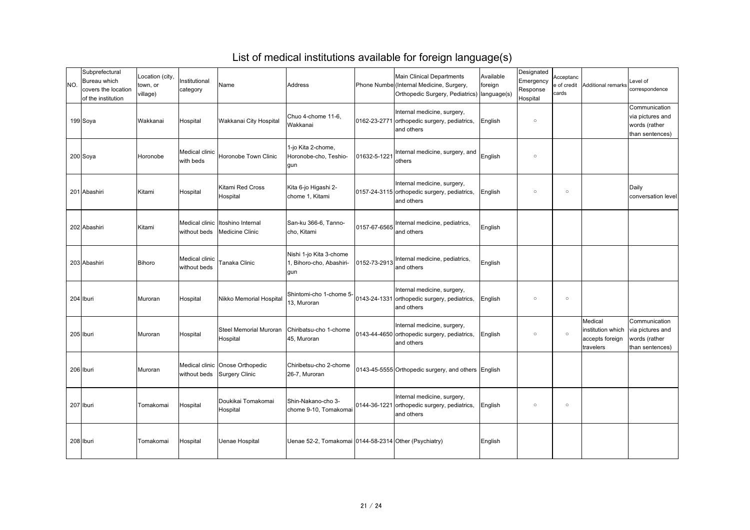# List of medical institutions available for foreign language(s)

| NO. | Subprefectural Bureau which covers the location of the institution | Location (city, town, or village) | Institutional category | Name | Address | Phone Number | Main Clinical Departments (Internal Medicine, Surgery, Orthopedic Surgery, Pediatrics) | Available foreign language(s) | Designated Emergency Response Hospital | Acceptance of credit cards | Additional remarks | Level of correspondence |
|---|---|---|---|---|---|---|---|---|---|---|---|---|
| 199 | Soya | Wakkanai | Hospital | Wakkanai City Hospital | Chuo 4-chome 11-6, Wakkanai | 0162-23-2771 | Internal medicine, surgery, orthopedic surgery, pediatrics, and others | English | ○ | | | Communication via pictures and words (rather than sentences) |
| 200 | Soya | Horonobe | Medical clinic with beds | Horonobe Town Clinic | 1-jo Kita 2-chome, Horonobe-cho, Teshio-gun | 01632-5-1221 | Internal medicine, surgery, and others | English | ○ | | | |
| 201 | Abashiri | Kitami | Hospital | Kitami Red Cross Hospital | Kita 6-jo Higashi 2-chome 1, Kitami | 0157-24-3115 | Internal medicine, surgery, orthopedic surgery, pediatrics, and others | English | ○ | ○ | | Daily conversation level |
| 202 | Abashiri | Kitami | Medical clinic without beds | Itoshino Internal Medicine Clinic | San-ku 366-6, Tanno-cho, Kitami | 0157-67-6565 | Internal medicine, pediatrics, and others | English | | | | |
| 203 | Abashiri | Bihoro | Medical clinic without beds | Tanaka Clinic | Nishi 1-jo Kita 3-chome 1, Bihoro-cho, Abashiri-gun | 0152-73-2913 | Internal medicine, pediatrics, and others | English | | | | |
| 204 | Iburi | Muroran | Hospital | Nikko Memorial Hospital | Shintomi-cho 1-chome 5-13, Muroran | 0143-24-1331 | Internal medicine, surgery, orthopedic surgery, pediatrics, and others | English | ○ | ○ | | |
| 205 | Iburi | Muroran | Hospital | Steel Memorial Muroran Hospital | Chiribatsu-cho 1-chome 45, Muroran | 0143-44-4650 | Internal medicine, surgery, orthopedic surgery, pediatrics, and others | English | ○ | ○ | Medical institution which accepts foreign travelers | Communication via pictures and words (rather than sentences) |
| 206 | Iburi | Muroran | Medical clinic without beds | Onose Orthopedic Surgery Clinic | Chiribetsu-cho 2-chome 26-7, Muroran | 0143-45-5555 | Orthopedic surgery, and others | English | | | | |
| 207 | Iburi | Tomakomai | Hospital | Doukikai Tomakomai Hospital | Shin-Nakano-cho 3-chome 9-10, Tomakomai | 0144-36-1221 | Internal medicine, surgery, orthopedic surgery, pediatrics, and others | English | ○ | ○ | | |
| 208 | Iburi | Tomakomai | Hospital | Uenae Hospital | Uenae 52-2, Tomakomai | 0144-58-2314 | Other (Psychiatry) | English | | | | |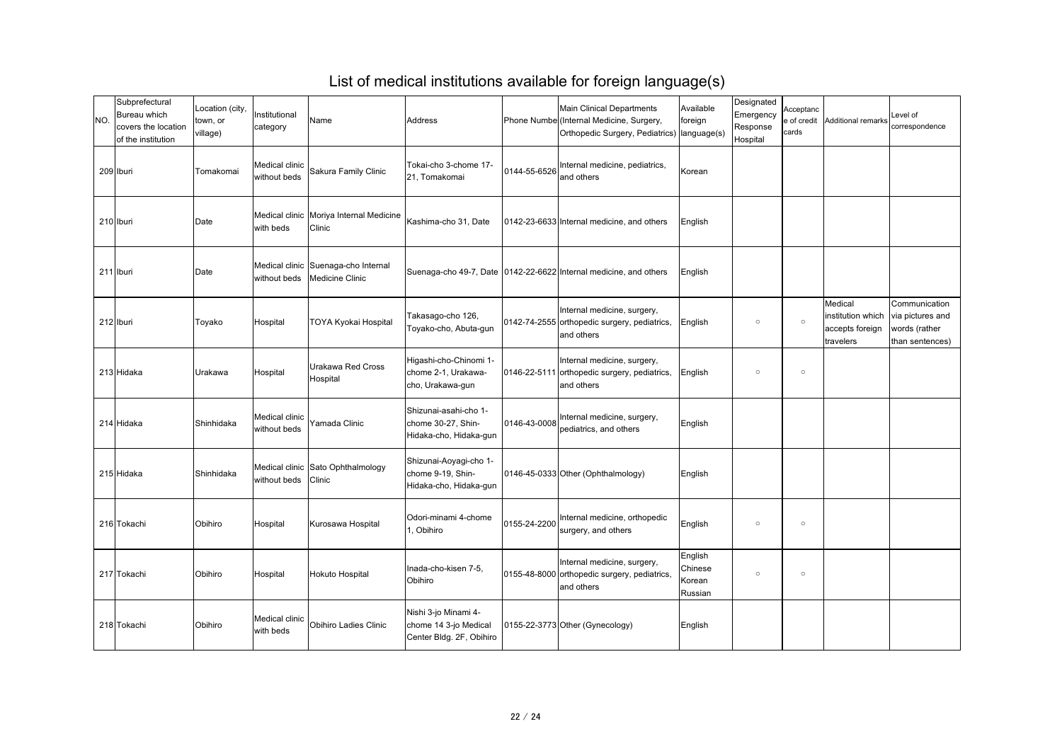# List of medical institutions available for foreign language(s)

| NO. | Subprefectural Bureau which covers the location of the institution | Location (city, town, or village) | Institutional category | Name | Address | Phone Number | Main Clinical Departments (Internal Medicine, Surgery, Orthopedic Surgery, Pediatrics) | Available foreign language(s) | Designated Emergency Response Hospital | Acceptance of credit cards | Additional remarks | Level of correspondence |
|---|---|---|---|---|---|---|---|---|---|---|---|---|
| 209 | Iburi | Tomakomai | Medical clinic without beds | Sakura Family Clinic | Tokai-cho 3-chome 17-21, Tomakomai | 0144-55-6526 | Internal medicine, pediatrics, and others | Korean | | | | |
| 210 | Iburi | Date | Medical clinic with beds | Moriya Internal Medicine Clinic | Kashima-cho 31, Date | 0142-23-6633 | Internal medicine, and others | English | | | | |
| 211 | Iburi | Date | Medical clinic without beds | Suenaga-cho Internal Medicine Clinic | Suenaga-cho 49-7, Date | 0142-22-6622 | Internal medicine, and others | English | | | | |
| 212 | Iburi | Toyako | Hospital | TOYA Kyokai Hospital | Takasago-cho 126, Toyako-cho, Abuta-gun | 0142-74-2555 | Internal medicine, surgery, orthopedic surgery, pediatrics, and others | English | ○ | ○ | Medical institution which accepts foreign travelers | Communication via pictures and words (rather than sentences) |
| 213 | Hidaka | Urakawa | Hospital | Urakawa Red Cross Hospital | Higashi-cho-Chinomi 1-chome 2-1, Urakawa-cho, Urakawa-gun | 0146-22-5111 | Internal medicine, surgery, orthopedic surgery, pediatrics, and others | English | ○ | ○ | | |
| 214 | Hidaka | Shinhidaka | Medical clinic without beds | Yamada Clinic | Shizunai-asahi-cho 1-chome 30-27, Shin-Hidaka-cho, Hidaka-gun | 0146-43-0008 | Internal medicine, surgery, pediatrics, and others | English | | | | |
| 215 | Hidaka | Shinhidaka | Medical clinic without beds | Sato Ophthalmology Clinic | Shizunai-Aoyagi-cho 1-chome 9-19, Shin-Hidaka-cho, Hidaka-gun | 0146-45-0333 | Other (Ophthalmology) | English | | | | |
| 216 | Tokachi | Obihiro | Hospital | Kurosawa Hospital | Odori-minami 4-chome 1, Obihiro | 0155-24-2200 | Internal medicine, orthopedic surgery, and others | English | ○ | ○ | | |
| 217 | Tokachi | Obihiro | Hospital | Hokuto Hospital | Inada-cho-kisen 7-5, Obihiro | 0155-48-8000 | Internal medicine, surgery, orthopedic surgery, pediatrics, and others | English Chinese Korean Russian | ○ | ○ | | |
| 218 | Tokachi | Obihiro | Medical clinic with beds | Obihiro Ladies Clinic | Nishi 3-jo Minami 4-chome 14 3-jo Medical Center Bldg. 2F, Obihiro | 0155-22-3773 | Other (Gynecology) | English | | | | |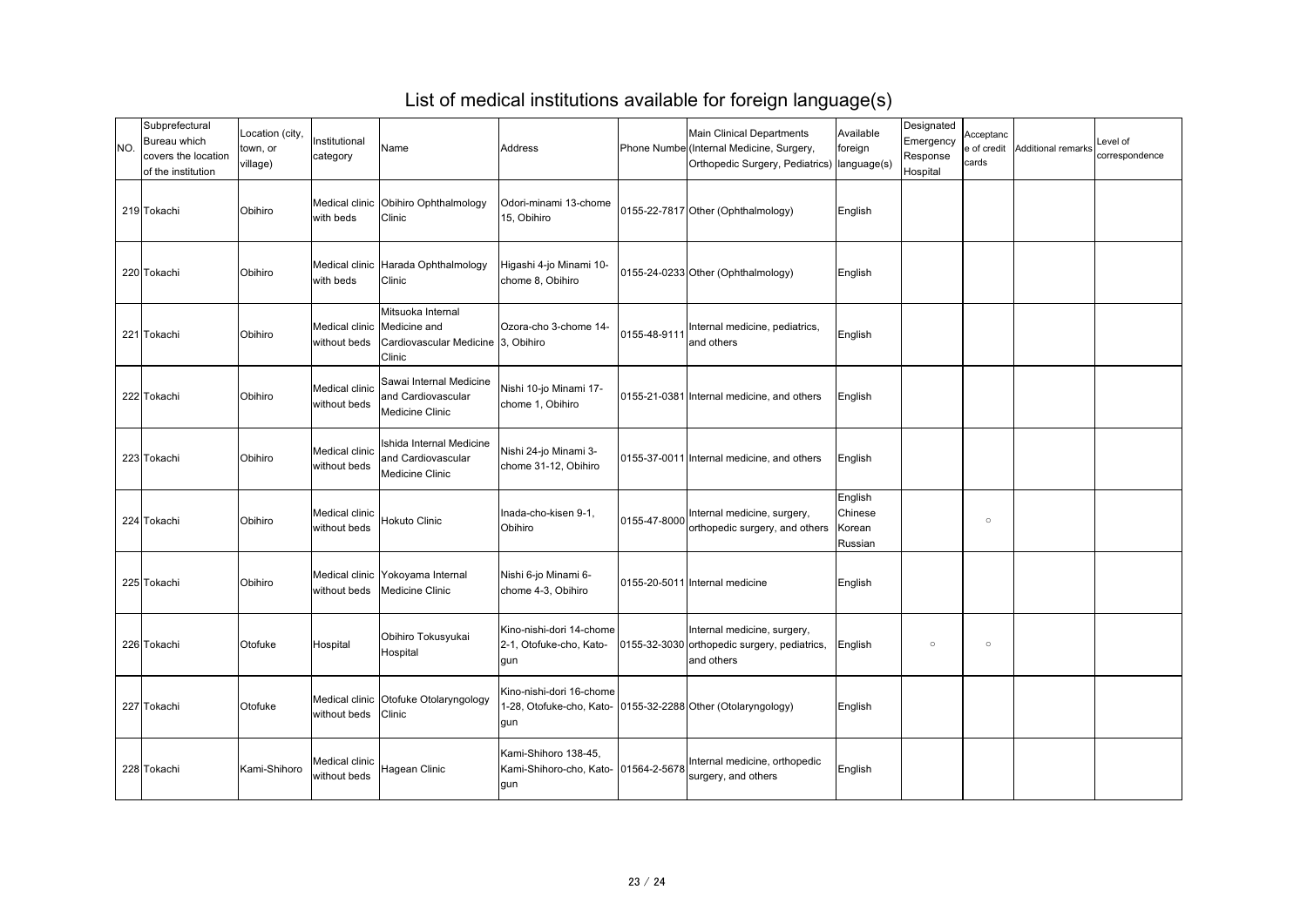# List of medical institutions available for foreign language(s)

| NO. | Subprefectural Bureau which covers the location of the institution | Location (city, town, or village) | Institutional category | Name | Address | Phone Number | Main Clinical Departments (Internal Medicine, Surgery, Orthopedic Surgery, Pediatrics) | Available foreign language(s) | Designated Emergency Response Hospital | Acceptance of credit cards | Additional remarks | Level of correspondence |
|---|---|---|---|---|---|---|---|---|---|---|---|---|
| 219 | Tokachi | Obihiro | Medical clinic with beds | Obihiro Ophthalmology Clinic | Odori-minami 13-chome 15, Obihiro | 0155-22-7817 | Other (Ophthalmology) | English | | | | |
| 220 | Tokachi | Obihiro | Medical clinic with beds | Harada Ophthalmology Clinic | Higashi 4-jo Minami 10-chome 8, Obihiro | 0155-24-0233 | Other (Ophthalmology) | English | | | | |
| 221 | Tokachi | Obihiro | Medical clinic without beds | Mitsuoka Internal Medicine and Cardiovascular Medicine Clinic | Ozora-cho 3-chome 14-3, Obihiro | 0155-48-9111 | Internal medicine, pediatrics, and others | English | | | | |
| 222 | Tokachi | Obihiro | Medical clinic without beds | Sawai Internal Medicine and Cardiovascular Medicine Clinic | Nishi 10-jo Minami 17-chome 1, Obihiro | 0155-21-0381 | Internal medicine, and others | English | | | | |
| 223 | Tokachi | Obihiro | Medical clinic without beds | Ishida Internal Medicine and Cardiovascular Medicine Clinic | Nishi 24-jo Minami 3-chome 31-12, Obihiro | 0155-37-0011 | Internal medicine, and others | English | | | | |
| 224 | Tokachi | Obihiro | Medical clinic without beds | Hokuto Clinic | Inada-cho-kisen 9-1, Obihiro | 0155-47-8000 | Internal medicine, surgery, orthopedic surgery, and others | English Chinese Korean Russian | | ○ | | |
| 225 | Tokachi | Obihiro | Medical clinic without beds | Yokoyama Internal Medicine Clinic | Nishi 6-jo Minami 6-chome 4-3, Obihiro | 0155-20-5011 | Internal medicine | English | | | | |
| 226 | Tokachi | Otofuke | Hospital | Obihiro Tokusyukai Hospital | Kino-nishi-dori 14-chome 2-1, Otofuke-cho, Kato-gun | 0155-32-3030 | Internal medicine, surgery, orthopedic surgery, pediatrics, and others | English | ○ | ○ | | |
| 227 | Tokachi | Otofuke | Medical clinic without beds | Otofuke Otolaryngology Clinic | Kino-nishi-dori 16-chome 1-28, Otofuke-cho, Kato-gun | 0155-32-2288 | Other (Otolaryngology) | English | | | | |
| 228 | Tokachi | Kami-Shihoro | Medical clinic without beds | Hagean Clinic | Kami-Shihoro 138-45, Kami-Shihoro-cho, Kato-gun | 01564-2-5678 | Internal medicine, orthopedic surgery, and others | English | | | | |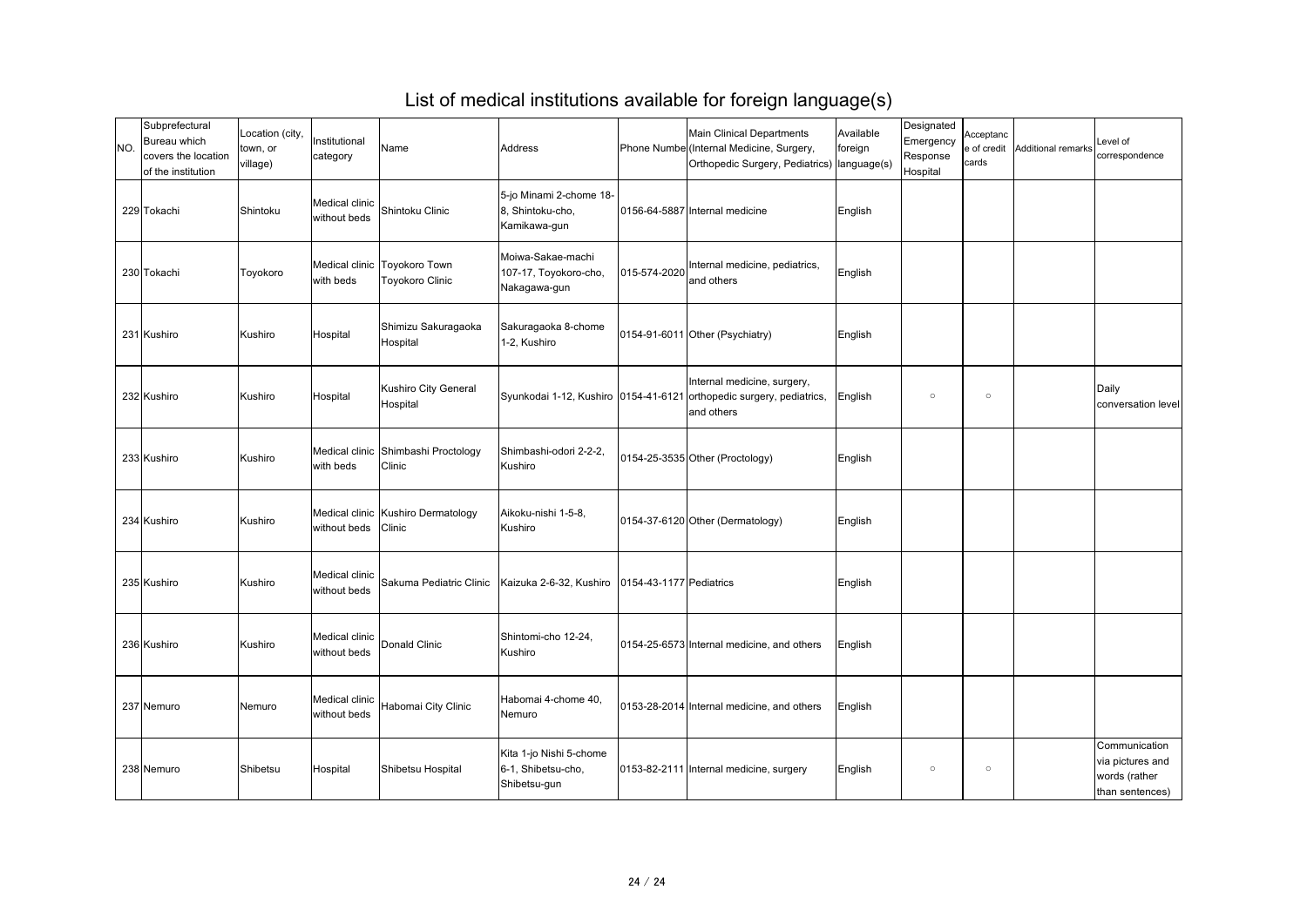# List of medical institutions available for foreign language(s)

| NO. | Subprefectural Bureau which covers the location of the institution | Location (city, town, or village) | Institutional category | Name | Address | Phone Number | Main Clinical Departments (Internal Medicine, Surgery, Orthopedic Surgery, Pediatrics) | Available foreign language(s) | Designated Emergency Response Hospital | Acceptance of credit cards | Additional remarks | Level of correspondence |
|---|---|---|---|---|---|---|---|---|---|---|---|---|
| 229 | Tokachi | Shintoku | Medical clinic without beds | Shintoku Clinic | 5-jo Minami 2-chome 18-8, Shintoku-cho, Kamikawa-gun | 0156-64-5887 | Internal medicine | English | | | | |
| 230 | Tokachi | Toyokoro | Medical clinic with beds | Toyokoro Town Toyokoro Clinic | Moiwa-Sakae-machi 107-17, Toyokoro-cho, Nakagawa-gun | 015-574-2020 | Internal medicine, pediatrics, and others | English | | | | |
| 231 | Kushiro | Kushiro | Hospital | Shimizu Sakuragaoka Hospital | Sakuragaoka 8-chome 1-2, Kushiro | 0154-91-6011 | Other (Psychiatry) | English | | | | |
| 232 | Kushiro | Kushiro | Hospital | Kushiro City General Hospital | Syunkodai 1-12, Kushiro | 0154-41-6121 | Internal medicine, surgery, orthopedic surgery, pediatrics, and others | English | ○ | ○ | | Daily conversation level |
| 233 | Kushiro | Kushiro | Medical clinic with beds | Shimbashi Proctology Clinic | Shimbashi-odori 2-2-2, Kushiro | 0154-25-3535 | Other (Proctology) | English | | | | |
| 234 | Kushiro | Kushiro | Medical clinic without beds | Kushiro Dermatology Clinic | Aikoku-nishi 1-5-8, Kushiro | 0154-37-6120 | Other (Dermatology) | English | | | | |
| 235 | Kushiro | Kushiro | Medical clinic without beds | Sakuma Pediatric Clinic | Kaizuka 2-6-32, Kushiro | 0154-43-1177 | Pediatrics | English | | | | |
| 236 | Kushiro | Kushiro | Medical clinic without beds | Donald Clinic | Shintomi-cho 12-24, Kushiro | 0154-25-6573 | Internal medicine, and others | English | | | | |
| 237 | Nemuro | Nemuro | Medical clinic without beds | Habomai City Clinic | Habomai 4-chome 40, Nemuro | 0153-28-2014 | Internal medicine, and others | English | | | | |
| 238 | Nemuro | Shibetsu | Hospital | Shibetsu Hospital | Kita 1-jo Nishi 5-chome 6-1, Shibetsu-cho, Shibetsu-gun | 0153-82-2111 | Internal medicine, surgery | English | ○ | ○ | | Communication via pictures and words (rather than sentences) |